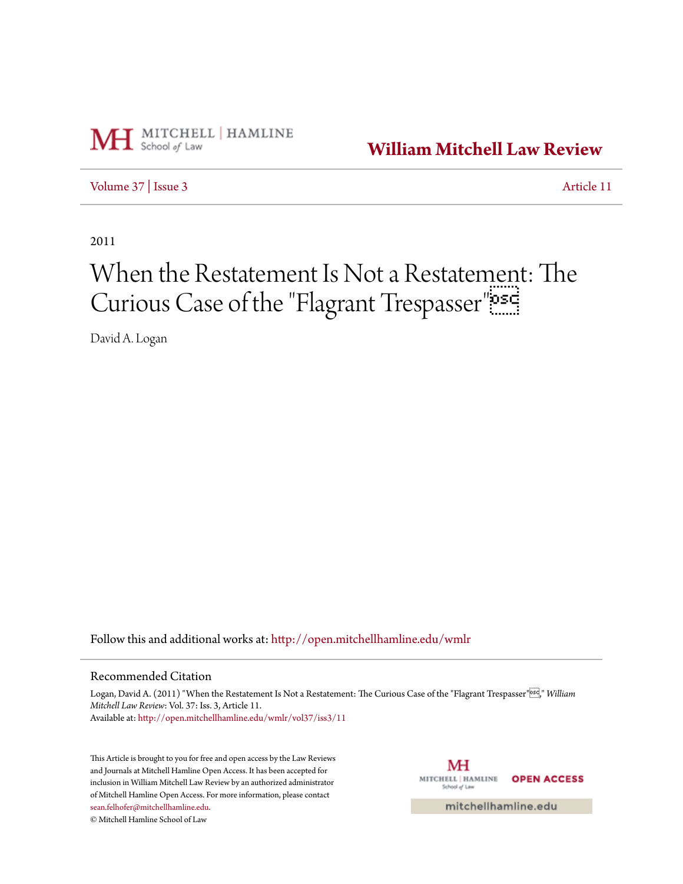William Mitchell Law Review

Volume 37 | Issue 3 Article 11

2011

# When the Restatement Is Not a Restatement: The Curious Case of the "Flagrant Trespasser"

David A. Logan

Follow this and additional works at: http://open.mitchellhamline.edu/wmlr

## Recommended Citation

Logan, David A. (2011) "When the Restatement Is Not a Restatement: The Curious Case of the "Flagrant Trespasser"," *William Mitchell Law Review*: Vol. 37: Iss. 3, Article 11.
Available at: http://open.mitchellhamline.edu/wmlr/vol37/iss3/11

This Article is brought to you for free and open access by the Law Reviews and Journals at Mitchell Hamline Open Access. It has been accepted for inclusion in William Mitchell Law Review by an authorized administrator of Mitchell Hamline Open Access. For more information, please contact sean.felhofer@mitchellhamline.edu.
© Mitchell Hamline School of Law

MITCHELL | HAMLINE School of Law OPEN ACCESS

mitchellhamline.edu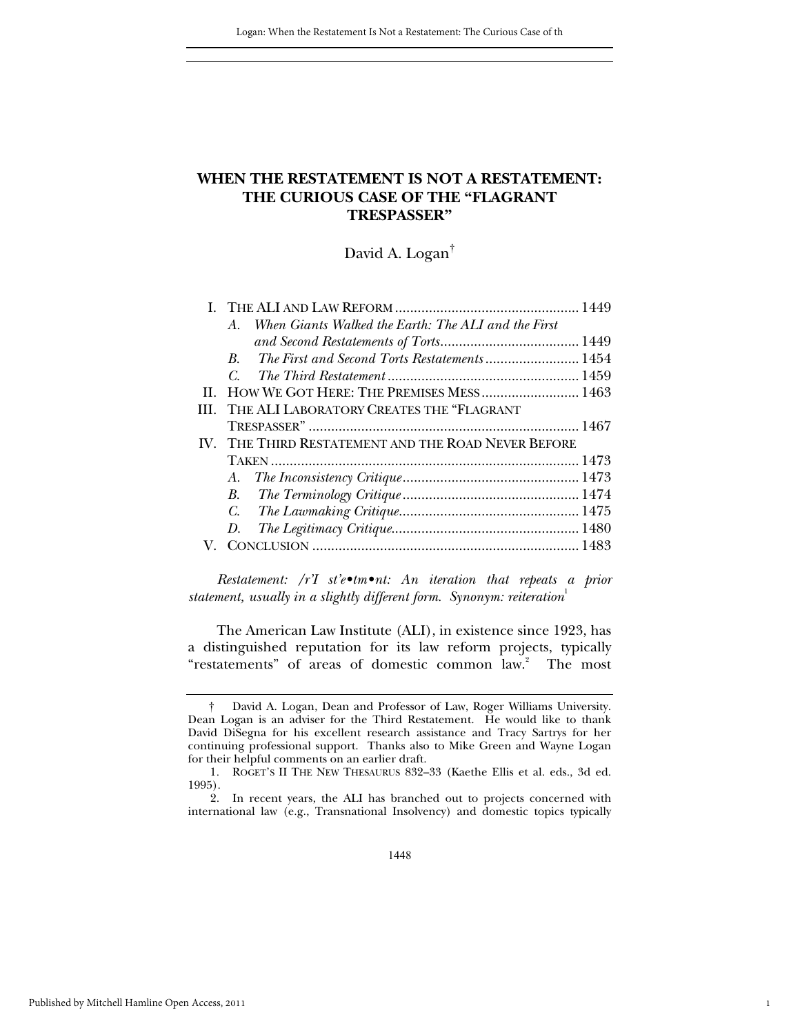# WHEN THE RESTATEMENT IS NOT A RESTATEMENT: THE CURIOUS CASE OF THE "FLAGRANT TRESPASSER"

David A. Logan†

I. THE ALI AND LAW REFORM ................................................ 1449
   A. *When Giants Walked the Earth: The ALI and the First and Second Restatements of Torts* ..................................... 1449
   B. *The First and Second Torts Restatements* ......................... 1454
   C. *The Third Restatement* .................................................. 1459
II. HOW WE GOT HERE: THE PREMISES MESS .......................... 1463
III. THE ALI LABORATORY CREATES THE "FLAGRANT TRESPASSER" ........................................................................ 1467
IV. THE THIRD RESTATEMENT AND THE ROAD NEVER BEFORE TAKEN ................................................................................. 1473
   A. *The Inconsistency Critique* .............................................. 1473
   B. *The Terminology Critique* ............................................... 1474
   C. *The Lawmaking Critique* ................................................. 1475
   D. *The Legitimacy Critique* .................................................. 1480
V. CONCLUSION ...................................................................... 1483

*Restatement: /r'I st'e•tm•nt: An iteration that repeats a prior statement, usually in a slightly different form. Synonym: reiteration*[1]

The American Law Institute (ALI), in existence since 1923, has a distinguished reputation for its law reform projects, typically "restatements" of areas of domestic common law.[2] The most

---

† David A. Logan, Dean and Professor of Law, Roger Williams University. Dean Logan is an adviser for the Third Restatement. He would like to thank David DiSegna for his excellent research assistance and Tracy Sartrys for her continuing professional support. Thanks also to Mike Green and Wayne Logan for their helpful comments on an earlier draft.

1. ROGET'S II THE NEW THESAURUS 832–33 (Kaethe Ellis et al. eds., 3d ed. 1995).

2. In recent years, the ALI has branched out to projects concerned with international law (e.g., Transnational Insolvency) and domestic topics typically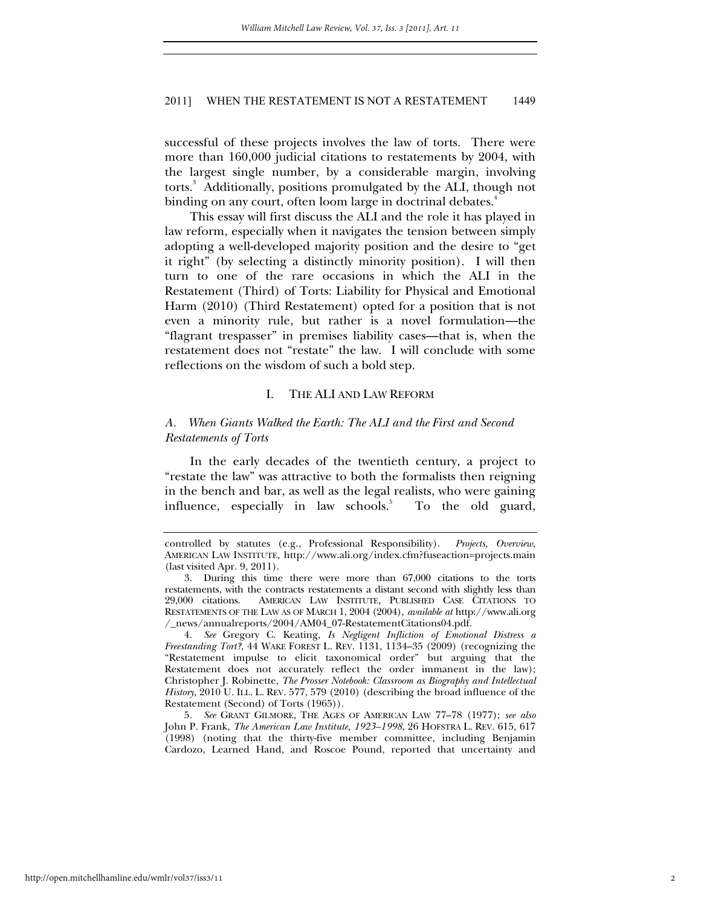successful of these projects involves the law of torts. There were more than 160,000 judicial citations to restatements by 2004, with the largest single number, by a considerable margin, involving torts.[3] Additionally, positions promulgated by the ALI, though not binding on any court, often loom large in doctrinal debates.[4]

This essay will first discuss the ALI and the role it has played in law reform, especially when it navigates the tension between simply adopting a well-developed majority position and the desire to "get it right" (by selecting a distinctly minority position). I will then turn to one of the rare occasions in which the ALI in the Restatement (Third) of Torts: Liability for Physical and Emotional Harm (2010) (Third Restatement) opted for a position that is not even a minority rule, but rather is a novel formulation—the "flagrant trespasser" in premises liability cases—that is, when the restatement does not "restate" the law. I will conclude with some reflections on the wisdom of such a bold step.

## I. THE ALI AND LAW REFORM

### *A. When Giants Walked the Earth: The ALI and the First and Second Restatements of Torts*

In the early decades of the twentieth century, a project to "restate the law" was attractive to both the formalists then reigning in the bench and bar, as well as the legal realists, who were gaining influence, especially in law schools.[5] To the old guard,

---

controlled by statutes (e.g., Professional Responsibility). *Projects, Overview*, AMERICAN LAW INSTITUTE, http://www.ali.org/index.cfm?fuseaction=projects.main (last visited Apr. 9, 2011).

3. During this time there were more than 67,000 citations to the torts restatements, with the contracts restatements a distant second with slightly less than 29,000 citations. AMERICAN LAW INSTITUTE, PUBLISHED CASE CITATIONS TO RESTATEMENTS OF THE LAW AS OF MARCH 1, 2004 (2004), *available at* http://www.ali.org/_news/annualreports/2004/AM04_07-RestatementCitations04.pdf.

4. *See* Gregory C. Keating, *Is Negligent Infliction of Emotional Distress a Freestanding Tort?*, 44 WAKE FOREST L. REV. 1131, 1134–35 (2009) (recognizing the "Restatement impulse to elicit taxonomical order" but arguing that the Restatement does not accurately reflect the order immanent in the law); Christopher J. Robinette, *The Prosser Notebook: Classroom as Biography and Intellectual History*, 2010 U. ILL. L. REV. 577, 579 (2010) (describing the broad influence of the Restatement (Second) of Torts (1965)).

5. *See* GRANT GILMORE, THE AGES OF AMERICAN LAW 77–78 (1977); *see also* John P. Frank, *The American Law Institute, 1923–1998*, 26 HOFSTRA L. REV. 615, 617 (1998) (noting that the thirty-five member committee, including Benjamin Cardozo, Learned Hand, and Roscoe Pound, reported that uncertainty and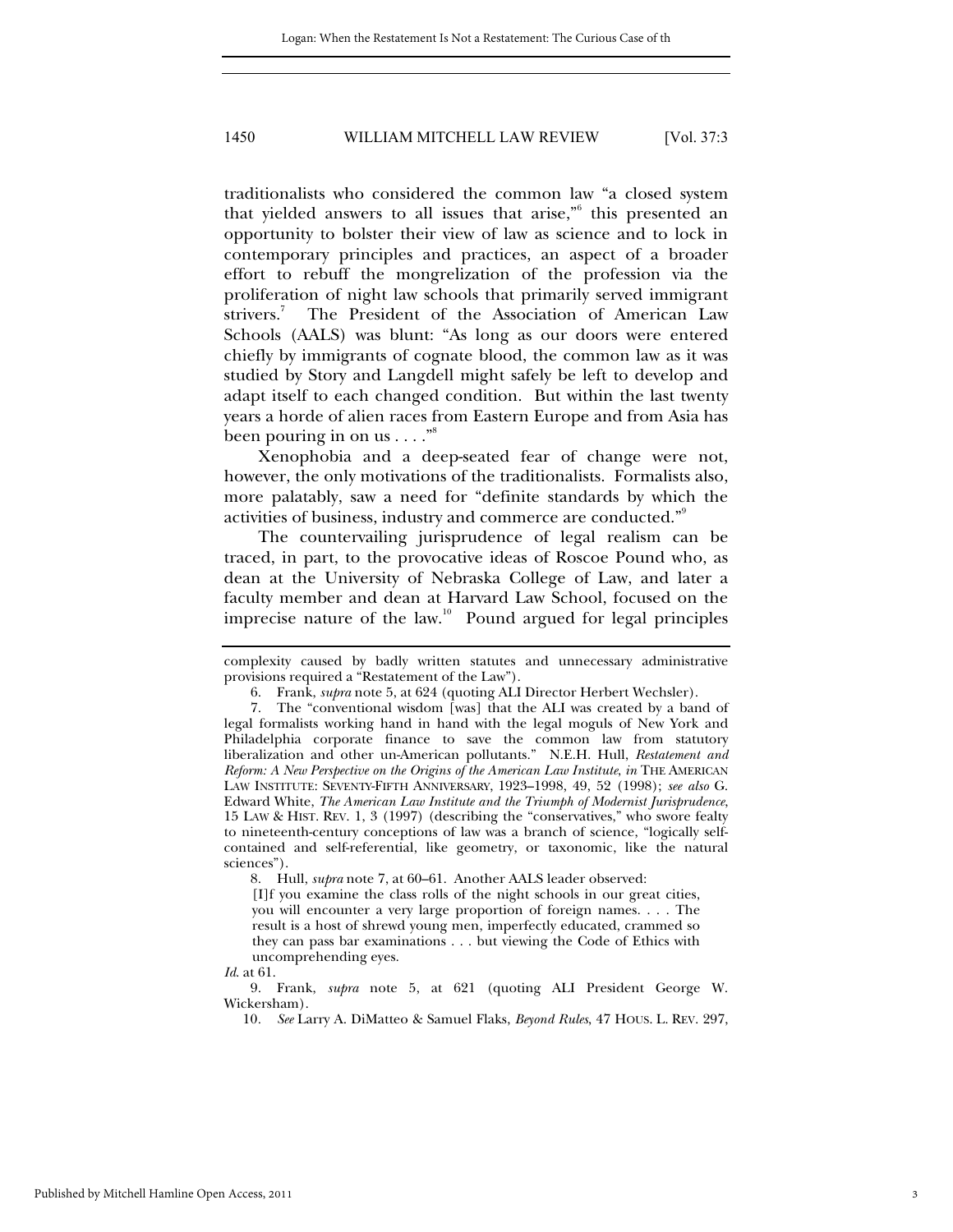traditionalists who considered the common law "a closed system that yielded answers to all issues that arise,"[6] this presented an opportunity to bolster their view of law as science and to lock in contemporary principles and practices, an aspect of a broader effort to rebuff the mongrelization of the profession via the proliferation of night law schools that primarily served immigrant strivers.[7] The President of the Association of American Law Schools (AALS) was blunt: "As long as our doors were entered chiefly by immigrants of cognate blood, the common law as it was studied by Story and Langdell might safely be left to develop and adapt itself to each changed condition. But within the last twenty years a horde of alien races from Eastern Europe and from Asia has been pouring in on us . . . ."[8]

Xenophobia and a deep-seated fear of change were not, however, the only motivations of the traditionalists. Formalists also, more palatably, saw a need for "definite standards by which the activities of business, industry and commerce are conducted."[9]

The countervailing jurisprudence of legal realism can be traced, in part, to the provocative ideas of Roscoe Pound who, as dean at the University of Nebraska College of Law, and later a faculty member and dean at Harvard Law School, focused on the imprecise nature of the law.[10] Pound argued for legal principles

---

complexity caused by badly written statutes and unnecessary administrative provisions required a "Restatement of the Law").

6. Frank, *supra* note 5, at 624 (quoting ALI Director Herbert Wechsler).

7. The "conventional wisdom [was] that the ALI was created by a band of legal formalists working hand in hand with the legal moguls of New York and Philadelphia corporate finance to save the common law from statutory liberalization and other un-American pollutants." N.E.H. Hull, *Restatement and Reform: A New Perspective on the Origins of the American Law Institute*, *in* THE AMERICAN LAW INSTITUTE: SEVENTY-FIFTH ANNIVERSARY, 1923–1998, 49, 52 (1998); *see also* G. Edward White, *The American Law Institute and the Triumph of Modernist Jurisprudence*, 15 LAW & HIST. REV. 1, 3 (1997) (describing the "conservatives," who swore fealty to nineteenth-century conceptions of law was a branch of science, "logically self-contained and self-referential, like geometry, or taxonomic, like the natural sciences").

8. Hull, *supra* note 7, at 60–61. Another AALS leader observed:

> [I]f you examine the class rolls of the night schools in our great cities, you will encounter a very large proportion of foreign names. . . . The result is a host of shrewd young men, imperfectly educated, crammed so they can pass bar examinations . . . but viewing the Code of Ethics with uncomprehending eyes.

*Id.* at 61.

9. Frank, *supra* note 5, at 621 (quoting ALI President George W. Wickersham).

10. *See* Larry A. DiMatteo & Samuel Flaks, *Beyond Rules*, 47 HOUS. L. REV. 297,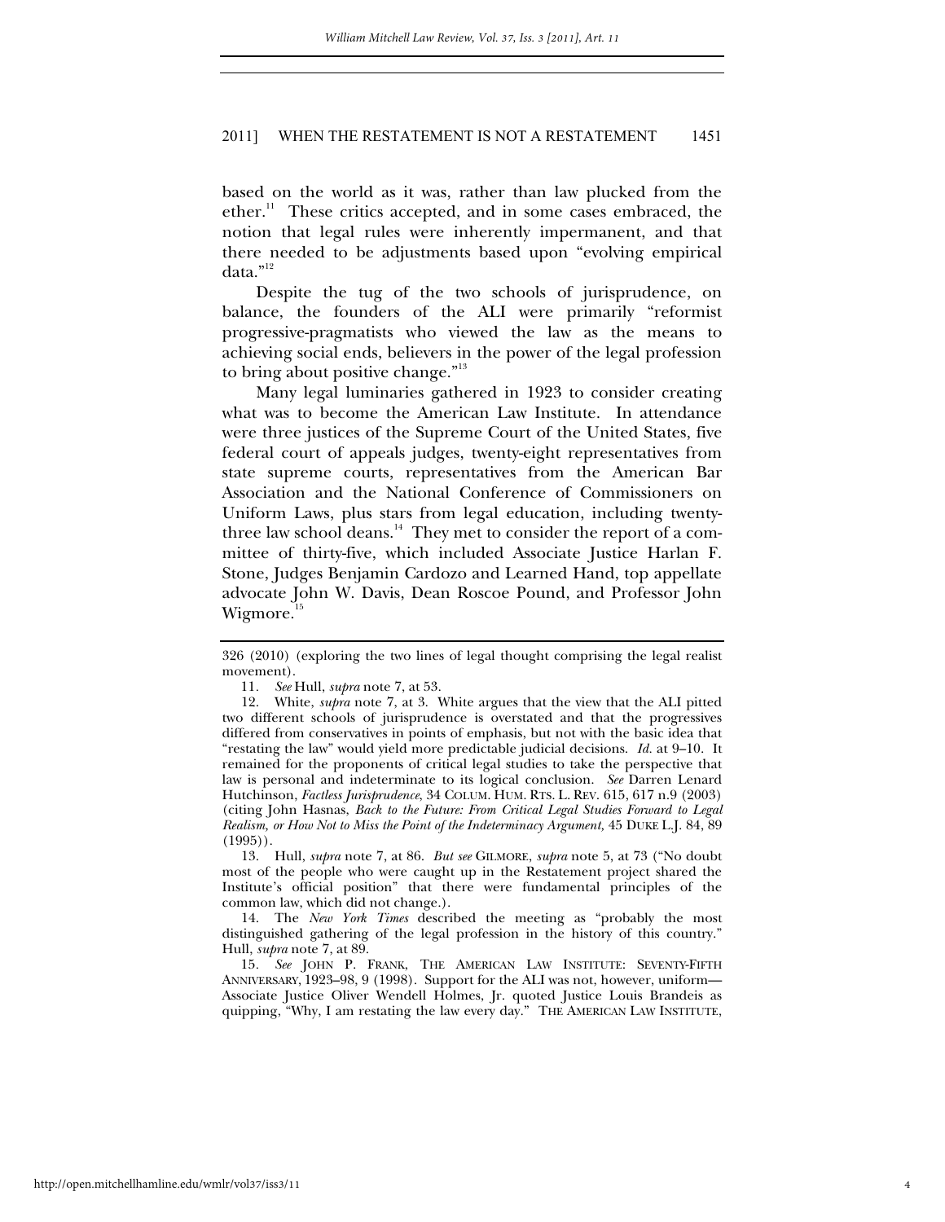based on the world as it was, rather than law plucked from the ether.[11] These critics accepted, and in some cases embraced, the notion that legal rules were inherently impermanent, and that there needed to be adjustments based upon "evolving empirical data."[12]

Despite the tug of the two schools of jurisprudence, on balance, the founders of the ALI were primarily "reformist progressive-pragmatists who viewed the law as the means to achieving social ends, believers in the power of the legal profession to bring about positive change."[13]

Many legal luminaries gathered in 1923 to consider creating what was to become the American Law Institute. In attendance were three justices of the Supreme Court of the United States, five federal court of appeals judges, twenty-eight representatives from state supreme courts, representatives from the American Bar Association and the National Conference of Commissioners on Uniform Laws, plus stars from legal education, including twenty-three law school deans.[14] They met to consider the report of a committee of thirty-five, which included Associate Justice Harlan F. Stone, Judges Benjamin Cardozo and Learned Hand, top appellate advocate John W. Davis, Dean Roscoe Pound, and Professor John Wigmore.[15]

---

326 (2010) (exploring the two lines of legal thought comprising the legal realist movement).

11. *See* Hull, *supra* note 7, at 53.

12. White, *supra* note 7, at 3. White argues that the view that the ALI pitted two different schools of jurisprudence is overstated and that the progressives differed from conservatives in points of emphasis, but not with the basic idea that "restating the law" would yield more predictable judicial decisions. *Id.* at 9–10. It remained for the proponents of critical legal studies to take the perspective that law is personal and indeterminate to its logical conclusion. *See* Darren Lenard Hutchinson, *Factless Jurisprudence*, 34 COLUM. HUM. RTS. L. REV. 615, 617 n.9 (2003) (citing John Hasnas, *Back to the Future: From Critical Legal Studies Forward to Legal Realism, or How Not to Miss the Point of the Indeterminacy Argument*, 45 DUKE L.J. 84, 89 (1995)).

13. Hull, *supra* note 7, at 86. *But see* GILMORE, *supra* note 5, at 73 ("No doubt most of the people who were caught up in the Restatement project shared the Institute's official position" that there were fundamental principles of the common law, which did not change.).

14. The *New York Times* described the meeting as "probably the most distinguished gathering of the legal profession in the history of this country." Hull, *supra* note 7, at 89.

15. *See* JOHN P. FRANK, THE AMERICAN LAW INSTITUTE: SEVENTY-FIFTH ANNIVERSARY, 1923–98, 9 (1998). Support for the ALI was not, however, uniform—Associate Justice Oliver Wendell Holmes, Jr. quoted Justice Louis Brandeis as quipping, "Why, I am restating the law every day." THE AMERICAN LAW INSTITUTE,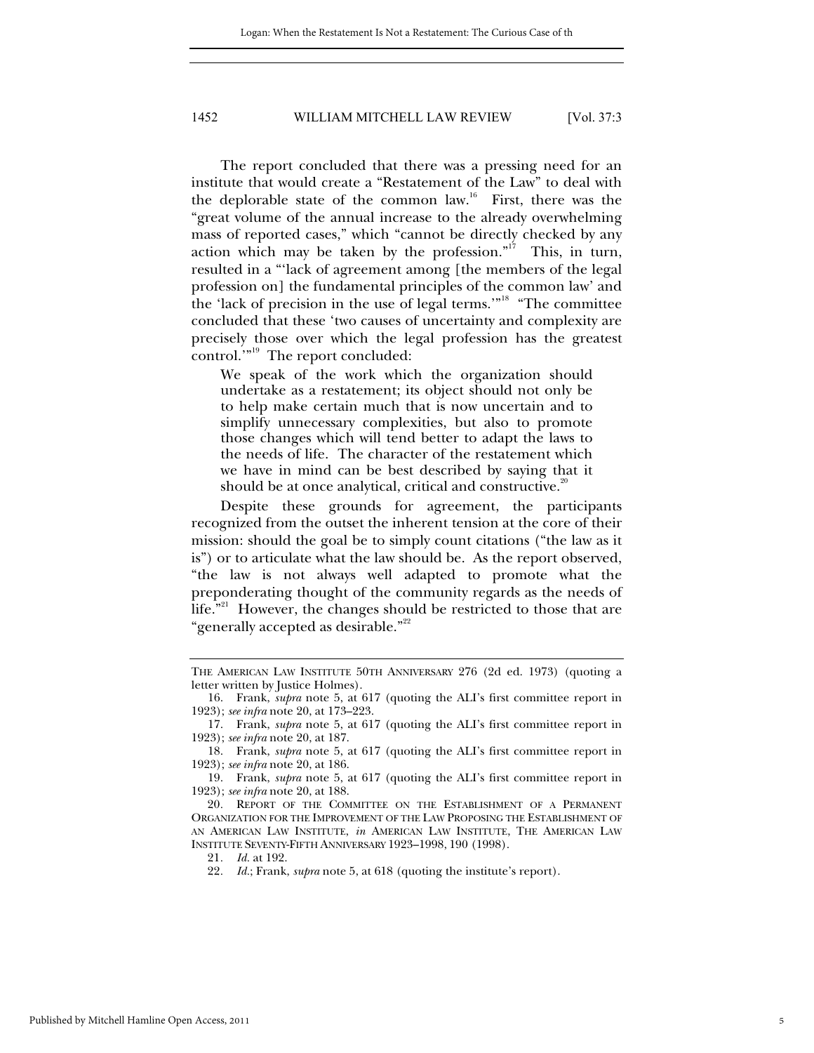The report concluded that there was a pressing need for an institute that would create a "Restatement of the Law" to deal with the deplorable state of the common law.[16] First, there was the "great volume of the annual increase to the already overwhelming mass of reported cases," which "cannot be directly checked by any action which may be taken by the profession."[17] This, in turn, resulted in a "'lack of agreement among [the members of the legal profession on] the fundamental principles of the common law' and the 'lack of precision in the use of legal terms.'"[18] "The committee concluded that these 'two causes of uncertainty and complexity are precisely those over which the legal profession has the greatest control.'"[19] The report concluded:

> We speak of the work which the organization should undertake as a restatement; its object should not only be to help make certain much that is now uncertain and to simplify unnecessary complexities, but also to promote those changes which will tend better to adapt the laws to the needs of life. The character of the restatement which we have in mind can be best described by saying that it should be at once analytical, critical and constructive.[20]

Despite these grounds for agreement, the participants recognized from the outset the inherent tension at the core of their mission: should the goal be to simply count citations ("the law as it is") or to articulate what the law should be. As the report observed, "the law is not always well adapted to promote what the preponderating thought of the community regards as the needs of life."[21] However, the changes should be restricted to those that are "generally accepted as desirable."[22]

---

THE AMERICAN LAW INSTITUTE 50TH ANNIVERSARY 276 (2d ed. 1973) (quoting a letter written by Justice Holmes).

16. Frank, *supra* note 5, at 617 (quoting the ALI's first committee report in 1923); *see infra* note 20, at 173–223.

17. Frank, *supra* note 5, at 617 (quoting the ALI's first committee report in 1923); *see infra* note 20, at 187.

18. Frank, *supra* note 5, at 617 (quoting the ALI's first committee report in 1923); *see infra* note 20, at 186.

19. Frank, *supra* note 5, at 617 (quoting the ALI's first committee report in 1923); *see infra* note 20, at 188.

20. REPORT OF THE COMMITTEE ON THE ESTABLISHMENT OF A PERMANENT ORGANIZATION FOR THE IMPROVEMENT OF THE LAW PROPOSING THE ESTABLISHMENT OF AN AMERICAN LAW INSTITUTE, *in* AMERICAN LAW INSTITUTE, THE AMERICAN LAW INSTITUTE SEVENTY-FIFTH ANNIVERSARY 1923–1998, 190 (1998).

21. *Id.* at 192.

22. *Id.*; Frank, *supra* note 5, at 618 (quoting the institute's report).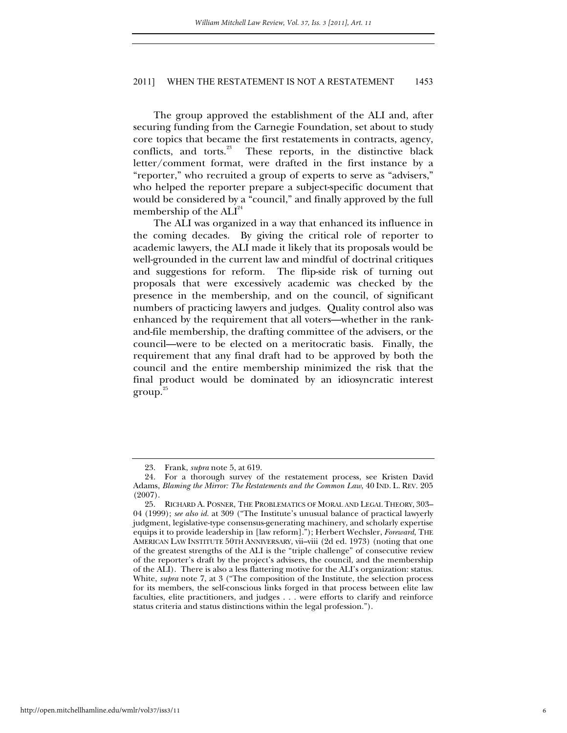The group approved the establishment of the ALI and, after securing funding from the Carnegie Foundation, set about to study core topics that became the first restatements in contracts, agency, conflicts, and torts.[23] These reports, in the distinctive black letter/comment format, were drafted in the first instance by a "reporter," who recruited a group of experts to serve as "advisers," who helped the reporter prepare a subject-specific document that would be considered by a "council," and finally approved by the full membership of the ALI[24]

The ALI was organized in a way that enhanced its influence in the coming decades. By giving the critical role of reporter to academic lawyers, the ALI made it likely that its proposals would be well-grounded in the current law and mindful of doctrinal critiques and suggestions for reform. The flip-side risk of turning out proposals that were excessively academic was checked by the presence in the membership, and on the council, of significant numbers of practicing lawyers and judges. Quality control also was enhanced by the requirement that all voters—whether in the rank-and-file membership, the drafting committee of the advisers, or the council—were to be elected on a meritocratic basis. Finally, the requirement that any final draft had to be approved by both the council and the entire membership minimized the risk that the final product would be dominated by an idiosyncratic interest group.[25]

---

23. Frank, *supra* note 5, at 619.

24. For a thorough survey of the restatement process, see Kristen David Adams, *Blaming the Mirror: The Restatements and the Common Law*, 40 IND. L. REV. 205 (2007).

25. RICHARD A. POSNER, THE PROBLEMATICS OF MORAL AND LEGAL THEORY, 303–04 (1999); *see also id.* at 309 ("The Institute's unusual balance of practical lawyerly judgment, legislative-type consensus-generating machinery, and scholarly expertise equips it to provide leadership in [law reform]."); Herbert Wechsler, *Foreward*, THE AMERICAN LAW INSTITUTE 50TH ANNIVERSARY, vii–viii (2d ed. 1973) (noting that one of the greatest strengths of the ALI is the "triple challenge" of consecutive review of the reporter's draft by the project's advisers, the council, and the membership of the ALI). There is also a less flattering motive for the ALI's organization: status. White, *supra* note 7, at 3 ("The composition of the Institute, the selection process for its members, the self-conscious links forged in that process between elite law faculties, elite practitioners, and judges . . . were efforts to clarify and reinforce status criteria and status distinctions within the legal profession.").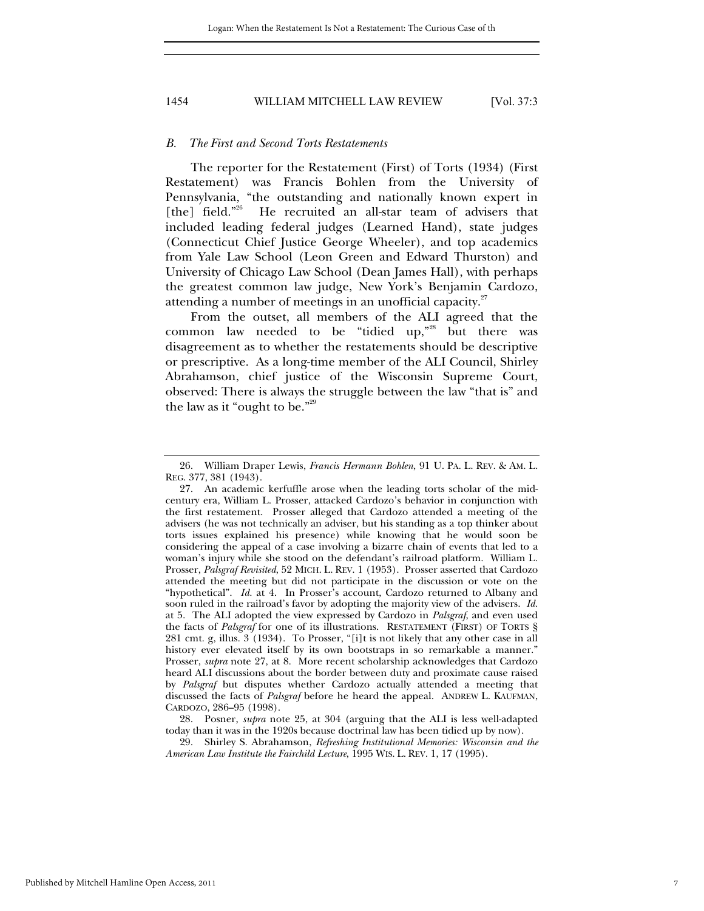### *B. The First and Second Torts Restatements*

The reporter for the Restatement (First) of Torts (1934) (First Restatement) was Francis Bohlen from the University of Pennsylvania, "the outstanding and nationally known expert in [the] field."[26] He recruited an all-star team of advisers that included leading federal judges (Learned Hand), state judges (Connecticut Chief Justice George Wheeler), and top academics from Yale Law School (Leon Green and Edward Thurston) and University of Chicago Law School (Dean James Hall), with perhaps the greatest common law judge, New York's Benjamin Cardozo, attending a number of meetings in an unofficial capacity.[27]

From the outset, all members of the ALI agreed that the common law needed to be "tidied up,"[28] but there was disagreement as to whether the restatements should be descriptive or prescriptive. As a long-time member of the ALI Council, Shirley Abrahamson, chief justice of the Wisconsin Supreme Court, observed: There is always the struggle between the law "that is" and the law as it "ought to be."[29]

---

26. William Draper Lewis, *Francis Hermann Bohlen*, 91 U. PA. L. REV. & AM. L. REG. 377, 381 (1943).

27. An academic kerfuffle arose when the leading torts scholar of the mid-century era, William L. Prosser, attacked Cardozo's behavior in conjunction with the first restatement. Prosser alleged that Cardozo attended a meeting of the advisers (he was not technically an adviser, but his standing as a top thinker about torts issues explained his presence) while knowing that he would soon be considering the appeal of a case involving a bizarre chain of events that led to a woman's injury while she stood on the defendant's railroad platform. William L. Prosser, *Palsgraf Revisited*, 52 MICH. L. REV. 1 (1953). Prosser asserted that Cardozo attended the meeting but did not participate in the discussion or vote on the "hypothetical". *Id.* at 4. In Prosser's account, Cardozo returned to Albany and soon ruled in the railroad's favor by adopting the majority view of the advisers. *Id.* at 5. The ALI adopted the view expressed by Cardozo in *Palsgraf*, and even used the facts of *Palsgraf* for one of its illustrations. RESTATEMENT (FIRST) OF TORTS § 281 cmt. g, illus. 3 (1934). To Prosser, "[i]t is not likely that any other case in all history ever elevated itself by its own bootstraps in so remarkable a manner." Prosser, *supra* note 27, at 8. More recent scholarship acknowledges that Cardozo heard ALI discussions about the border between duty and proximate cause raised by *Palsgraf* but disputes whether Cardozo actually attended a meeting that discussed the facts of *Palsgraf* before he heard the appeal. ANDREW L. KAUFMAN, CARDOZO, 286–95 (1998).

28. Posner, *supra* note 25, at 304 (arguing that the ALI is less well-adapted today than it was in the 1920s because doctrinal law has been tidied up by now).

29. Shirley S. Abrahamson, *Refreshing Institutional Memories: Wisconsin and the American Law Institute the Fairchild Lecture*, 1995 WIS. L. REV. 1, 17 (1995).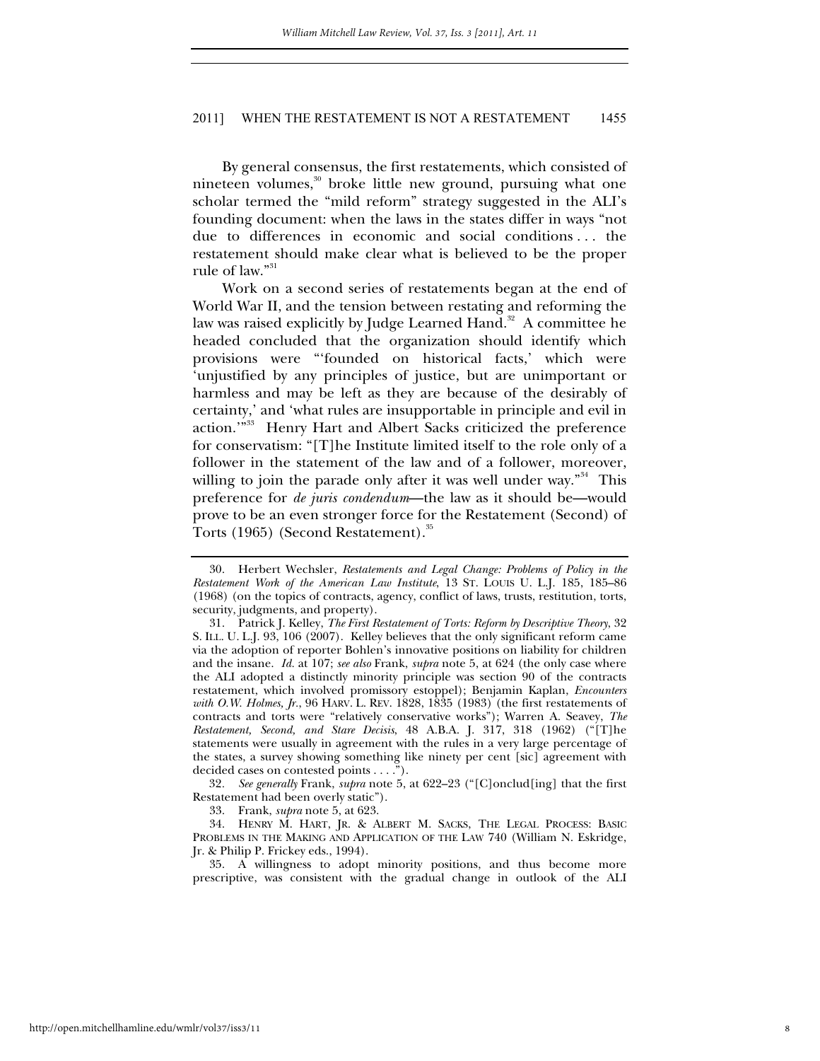By general consensus, the first restatements, which consisted of nineteen volumes,[30] broke little new ground, pursuing what one scholar termed the "mild reform" strategy suggested in the ALI's founding document: when the laws in the states differ in ways "not due to differences in economic and social conditions . . . the restatement should make clear what is believed to be the proper rule of law."[31]

Work on a second series of restatements began at the end of World War II, and the tension between restating and reforming the law was raised explicitly by Judge Learned Hand.[32] A committee he headed concluded that the organization should identify which provisions were "'founded on historical facts,' which were 'unjustified by any principles of justice, but are unimportant or harmless and may be left as they are because of the desirably of certainty,' and 'what rules are insupportable in principle and evil in action.'"[33] Henry Hart and Albert Sacks criticized the preference for conservatism: "[T]he Institute limited itself to the role only of a follower in the statement of the law and of a follower, moreover, willing to join the parade only after it was well under way."[34] This preference for *de juris condendum*—the law as it should be—would prove to be an even stronger force for the Restatement (Second) of Torts (1965) (Second Restatement).[35]

30. Herbert Wechsler, *Restatements and Legal Change: Problems of Policy in the Restatement Work of the American Law Institute*, 13 ST. LOUIS U. L.J. 185, 185–86 (1968) (on the topics of contracts, agency, conflict of laws, trusts, restitution, torts, security, judgments, and property).

31. Patrick J. Kelley, *The First Restatement of Torts: Reform by Descriptive Theory*, 32 S. ILL. U. L.J. 93, 106 (2007). Kelley believes that the only significant reform came via the adoption of reporter Bohlen's innovative positions on liability for children and the insane. *Id.* at 107; *see also* Frank, *supra* note 5, at 624 (the only case where the ALI adopted a distinctly minority principle was section 90 of the contracts restatement, which involved promissory estoppel); Benjamin Kaplan, *Encounters with O.W. Holmes, Jr.*, 96 HARV. L. REV. 1828, 1835 (1983) (the first restatements of contracts and torts were "relatively conservative works"); Warren A. Seavey, *The Restatement, Second, and Stare Decisis*, 48 A.B.A. J. 317, 318 (1962) ("[T]he statements were usually in agreement with the rules in a very large percentage of the states, a survey showing something like ninety per cent [sic] agreement with decided cases on contested points . . . .").

32. *See generally* Frank, *supra* note 5, at 622–23 ("[C]onclud[ing] that the first Restatement had been overly static").

33. Frank, *supra* note 5, at 623.

34. HENRY M. HART, JR. & ALBERT M. SACKS, THE LEGAL PROCESS: BASIC PROBLEMS IN THE MAKING AND APPLICATION OF THE LAW 740 (William N. Eskridge, Jr. & Philip P. Frickey eds., 1994).

35. A willingness to adopt minority positions, and thus become more prescriptive, was consistent with the gradual change in outlook of the ALI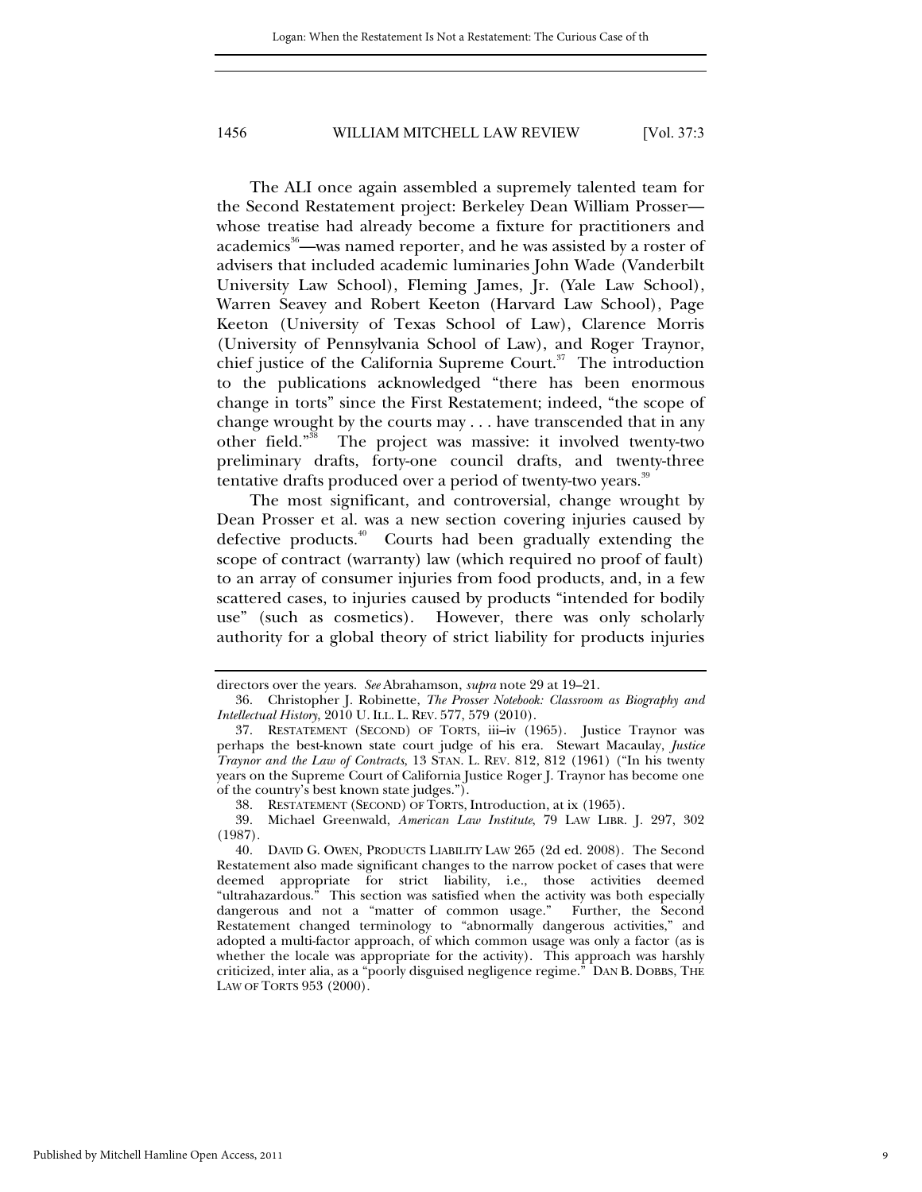The ALI once again assembled a supremely talented team for the Second Restatement project: Berkeley Dean William Prosser—whose treatise had already become a fixture for practitioners and academics[36]—was named reporter, and he was assisted by a roster of advisers that included academic luminaries John Wade (Vanderbilt University Law School), Fleming James, Jr. (Yale Law School), Warren Seavey and Robert Keeton (Harvard Law School), Page Keeton (University of Texas School of Law), Clarence Morris (University of Pennsylvania School of Law), and Roger Traynor, chief justice of the California Supreme Court.[37] The introduction to the publications acknowledged "there has been enormous change in torts" since the First Restatement; indeed, "the scope of change wrought by the courts may . . . have transcended that in any other field."[38] The project was massive: it involved twenty-two preliminary drafts, forty-one council drafts, and twenty-three tentative drafts produced over a period of twenty-two years.[39]

The most significant, and controversial, change wrought by Dean Prosser et al. was a new section covering injuries caused by defective products.[40] Courts had been gradually extending the scope of contract (warranty) law (which required no proof of fault) to an array of consumer injuries from food products, and, in a few scattered cases, to injuries caused by products "intended for bodily use" (such as cosmetics). However, there was only scholarly authority for a global theory of strict liability for products injuries

---

directors over the years. *See* Abrahamson, *supra* note 29 at 19–21.

36. Christopher J. Robinette, *The Prosser Notebook: Classroom as Biography and Intellectual History*, 2010 U. ILL. L. REV. 577, 579 (2010).

37. RESTATEMENT (SECOND) OF TORTS, iii–iv (1965). Justice Traynor was perhaps the best-known state court judge of his era. Stewart Macaulay, *Justice Traynor and the Law of Contracts*, 13 STAN. L. REV. 812, 812 (1961) ("In his twenty years on the Supreme Court of California Justice Roger J. Traynor has become one of the country's best known state judges.").

38. RESTATEMENT (SECOND) OF TORTS, Introduction, at ix (1965).

39. Michael Greenwald, *American Law Institute*, 79 LAW LIBR. J. 297, 302 (1987).

40. DAVID G. OWEN, PRODUCTS LIABILITY LAW 265 (2d ed. 2008). The Second Restatement also made significant changes to the narrow pocket of cases that were deemed appropriate for strict liability, i.e., those activities deemed "ultrahazardous." This section was satisfied when the activity was both especially dangerous and not a "matter of common usage." Further, the Second Restatement changed terminology to "abnormally dangerous activities," and adopted a multi-factor approach, of which common usage was only a factor (as is whether the locale was appropriate for the activity). This approach was harshly criticized, inter alia, as a "poorly disguised negligence regime." DAN B. DOBBS, THE LAW OF TORTS 953 (2000).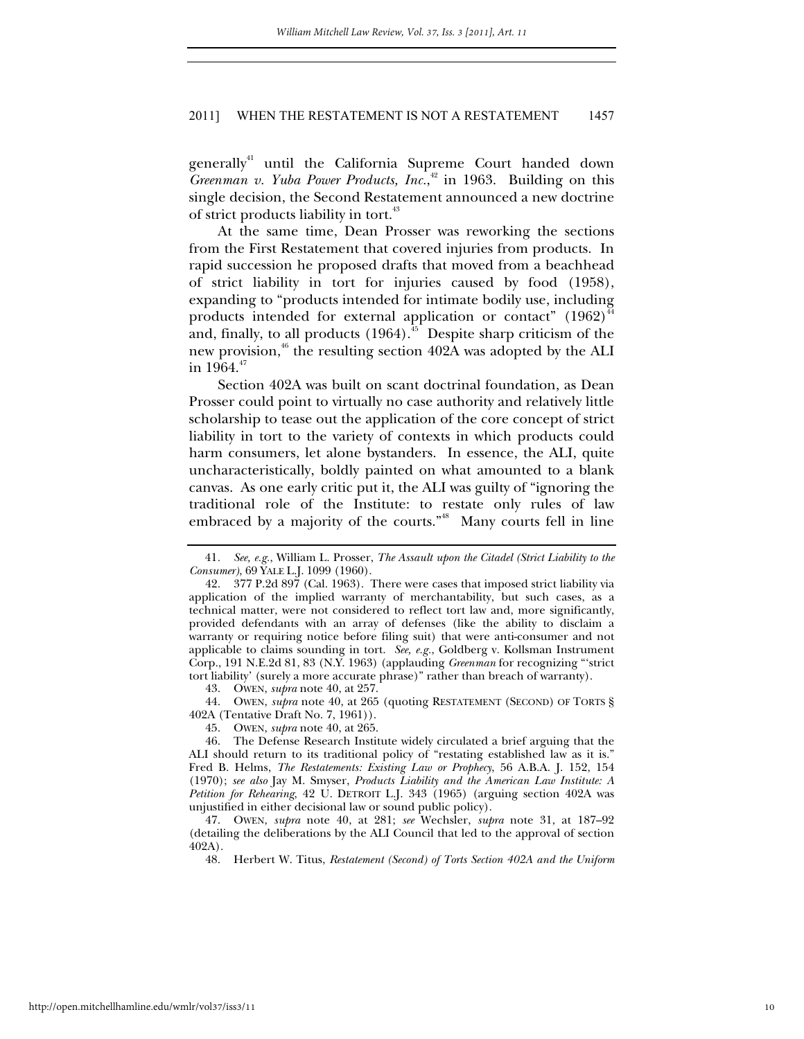generally[41] until the California Supreme Court handed down *Greenman v. Yuba Power Products, Inc.*,[42] in 1963. Building on this single decision, the Second Restatement announced a new doctrine of strict products liability in tort.[43]

At the same time, Dean Prosser was reworking the sections from the First Restatement that covered injuries from products. In rapid succession he proposed drafts that moved from a beachhead of strict liability in tort for injuries caused by food (1958), expanding to "products intended for intimate bodily use, including products intended for external application or contact" (1962)[44] and, finally, to all products (1964).[45] Despite sharp criticism of the new provision,[46] the resulting section 402A was adopted by the ALI in 1964.[47]

Section 402A was built on scant doctrinal foundation, as Dean Prosser could point to virtually no case authority and relatively little scholarship to tease out the application of the core concept of strict liability in tort to the variety of contexts in which products could harm consumers, let alone bystanders. In essence, the ALI, quite uncharacteristically, boldly painted on what amounted to a blank canvas. As one early critic put it, the ALI was guilty of "ignoring the traditional role of the Institute: to restate only rules of law embraced by a majority of the courts."[48] Many courts fell in line

---

41. *See, e.g.*, William L. Prosser, *The Assault upon the Citadel (Strict Liability to the Consumer)*, 69 YALE L.J. 1099 (1960).

42. 377 P.2d 897 (Cal. 1963). There were cases that imposed strict liability via application of the implied warranty of merchantability, but such cases, as a technical matter, were not considered to reflect tort law and, more significantly, provided defendants with an array of defenses (like the ability to disclaim a warranty or requiring notice before filing suit) that were anti-consumer and not applicable to claims sounding in tort. *See, e.g.*, Goldberg v. Kollsman Instrument Corp., 191 N.E.2d 81, 83 (N.Y. 1963) (applauding *Greenman* for recognizing "'strict tort liability' (surely a more accurate phrase)" rather than breach of warranty).

43. OWEN, *supra* note 40, at 257.

44. OWEN, *supra* note 40, at 265 (quoting RESTATEMENT (SECOND) OF TORTS § 402A (Tentative Draft No. 7, 1961)).

45. OWEN, *supra* note 40, at 265.

46. The Defense Research Institute widely circulated a brief arguing that the ALI should return to its traditional policy of "restating established law as it is." Fred B. Helms, *The Restatements: Existing Law or Prophecy*, 56 A.B.A. J. 152, 154 (1970); *see also* Jay M. Smyser, *Products Liability and the American Law Institute: A Petition for Rehearing*, 42 U. DETROIT L.J. 343 (1965) (arguing section 402A was unjustified in either decisional law or sound public policy).

47. OWEN, *supra* note 40, at 281; *see* Wechsler, *supra* note 31, at 187–92 (detailing the deliberations by the ALI Council that led to the approval of section 402A).

48. Herbert W. Titus, *Restatement (Second) of Torts Section 402A and the Uniform*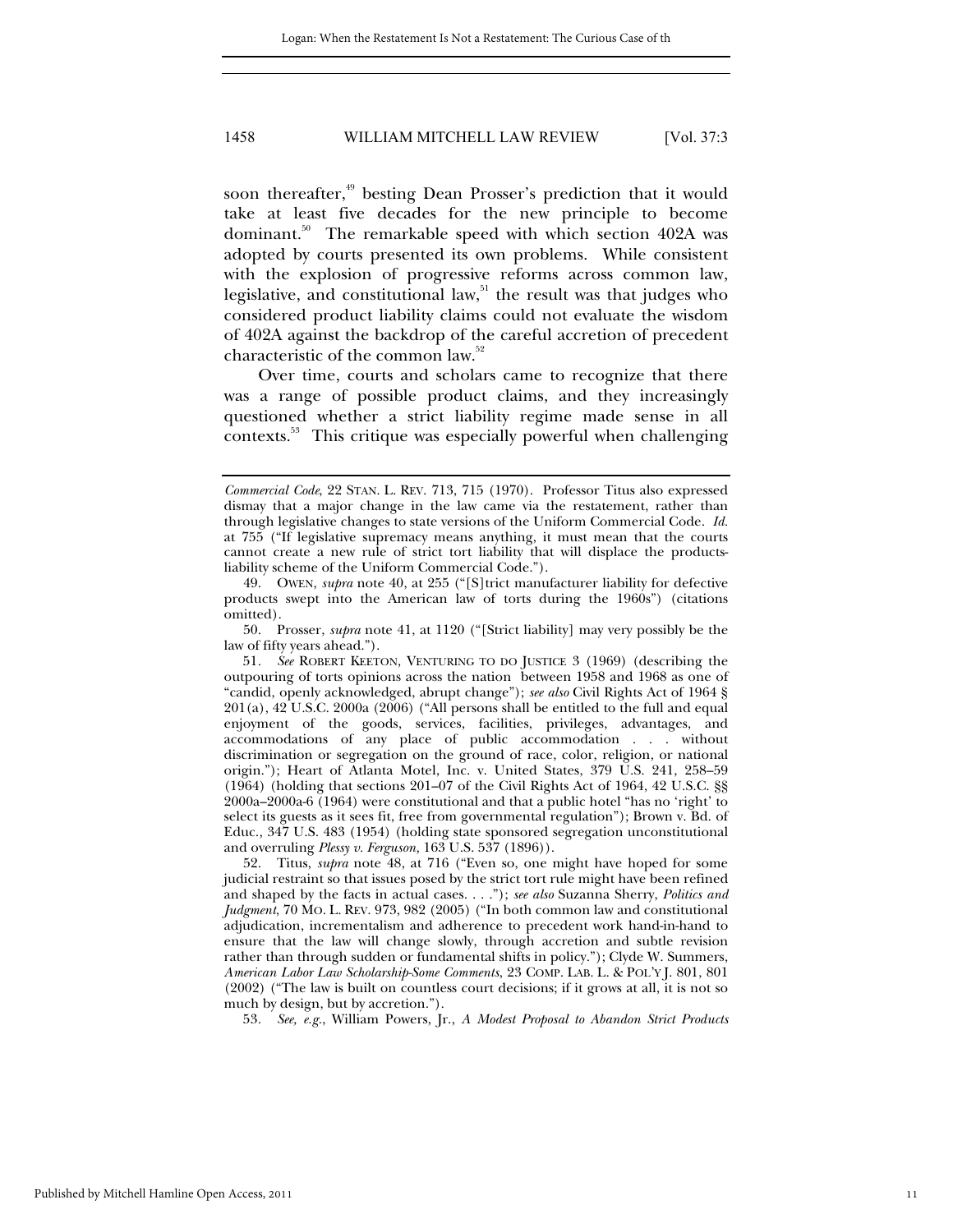soon thereafter,[49] besting Dean Prosser's prediction that it would take at least five decades for the new principle to become dominant.[50] The remarkable speed with which section 402A was adopted by courts presented its own problems. While consistent with the explosion of progressive reforms across common law, legislative, and constitutional law,[51] the result was that judges who considered product liability claims could not evaluate the wisdom of 402A against the backdrop of the careful accretion of precedent characteristic of the common law.[52]

Over time, courts and scholars came to recognize that there was a range of possible product claims, and they increasingly questioned whether a strict liability regime made sense in all contexts.[53] This critique was especially powerful when challenging

---

*Commercial Code*, 22 STAN. L. REV. 713, 715 (1970). Professor Titus also expressed dismay that a major change in the law came via the restatement, rather than through legislative changes to state versions of the Uniform Commercial Code. *Id.* at 755 ("If legislative supremacy means anything, it must mean that the courts cannot create a new rule of strict tort liability that will displace the products-liability scheme of the Uniform Commercial Code.").

49. OWEN, *supra* note 40, at 255 ("[S]trict manufacturer liability for defective products swept into the American law of torts during the 1960s") (citations omitted).

50. Prosser, *supra* note 41, at 1120 ("[Strict liability] may very possibly be the law of fifty years ahead.").

51. *See* ROBERT KEETON, VENTURING TO DO JUSTICE 3 (1969) (describing the outpouring of torts opinions across the nation between 1958 and 1968 as one of "candid, openly acknowledged, abrupt change"); *see also* Civil Rights Act of 1964 § 201(a), 42 U.S.C. 2000a (2006) ("All persons shall be entitled to the full and equal enjoyment of the goods, services, facilities, privileges, advantages, and accommodations of any place of public accommodation . . . without discrimination or segregation on the ground of race, color, religion, or national origin."); Heart of Atlanta Motel, Inc. v. United States, 379 U.S. 241, 258–59 (1964) (holding that sections 201–07 of the Civil Rights Act of 1964, 42 U.S.C. §§ 2000a–2000a-6 (1964) were constitutional and that a public hotel "has no 'right' to select its guests as it sees fit, free from governmental regulation"); Brown v. Bd. of Educ., 347 U.S. 483 (1954) (holding state sponsored segregation unconstitutional and overruling *Plessy v. Ferguson*, 163 U.S. 537 (1896)).

52. Titus, *supra* note 48, at 716 ("Even so, one might have hoped for some judicial restraint so that issues posed by the strict tort rule might have been refined and shaped by the facts in actual cases. . . ."); *see also* Suzanna Sherry, *Politics and Judgment*, 70 MO. L. REV. 973, 982 (2005) ("In both common law and constitutional adjudication, incrementalism and adherence to precedent work hand-in-hand to ensure that the law will change slowly, through accretion and subtle revision rather than through sudden or fundamental shifts in policy."); Clyde W. Summers, *American Labor Law Scholarship-Some Comments*, 23 COMP. LAB. L. & POL'Y J. 801, 801 (2002) ("The law is built on countless court decisions; if it grows at all, it is not so much by design, but by accretion.").

53. *See, e.g.*, William Powers, Jr., *A Modest Proposal to Abandon Strict Products*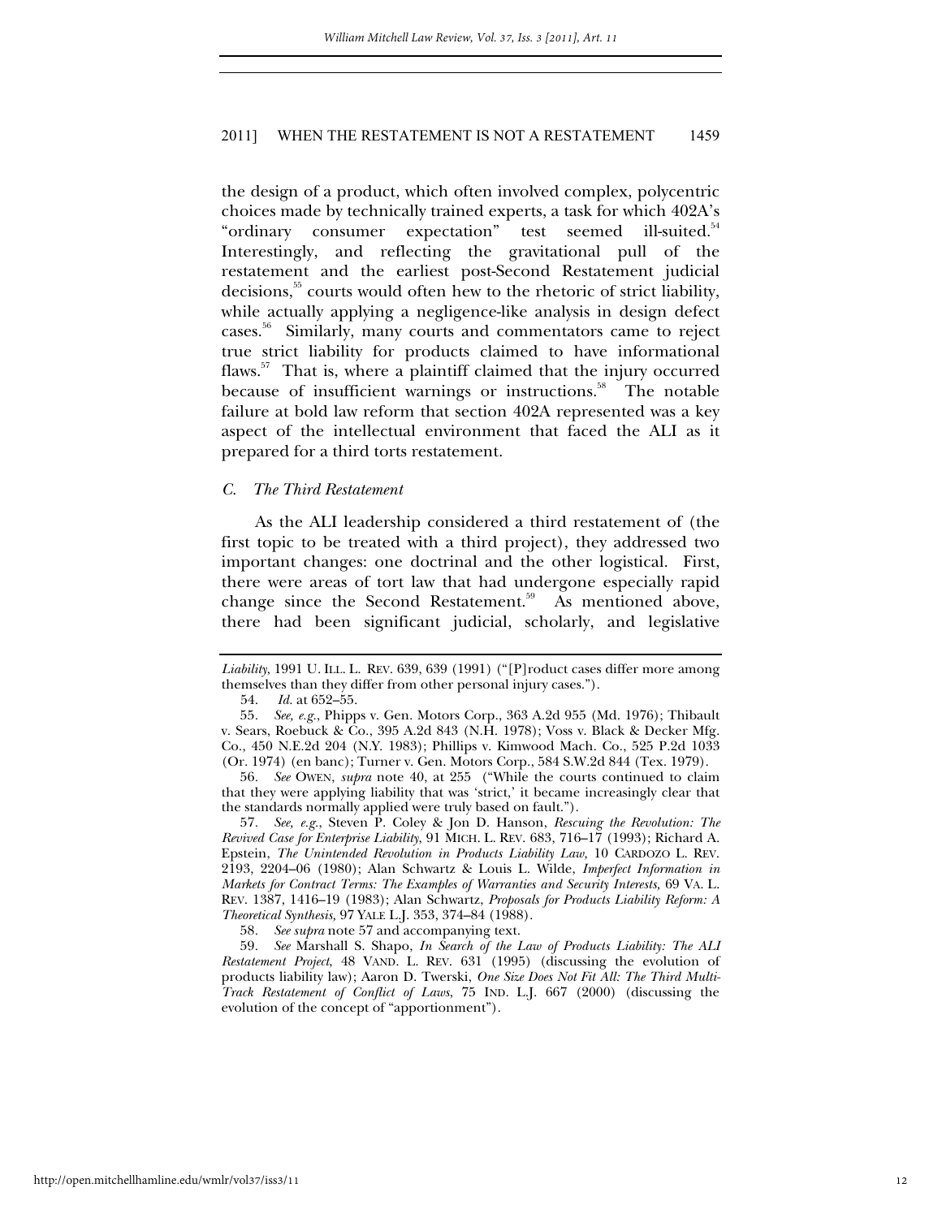the design of a product, which often involved complex, polycentric choices made by technically trained experts, a task for which 402A's "ordinary consumer expectation" test seemed ill-suited.[54] Interestingly, and reflecting the gravitational pull of the restatement and the earliest post-Second Restatement judicial decisions,[55] courts would often hew to the rhetoric of strict liability, while actually applying a negligence-like analysis in design defect cases.[56] Similarly, many courts and commentators came to reject true strict liability for products claimed to have informational flaws.[57] That is, where a plaintiff claimed that the injury occurred because of insufficient warnings or instructions.[58] The notable failure at bold law reform that section 402A represented was a key aspect of the intellectual environment that faced the ALI as it prepared for a third torts restatement.

### *C. The Third Restatement*

As the ALI leadership considered a third restatement of (the first topic to be treated with a third project), they addressed two important changes: one doctrinal and the other logistical. First, there were areas of tort law that had undergone especially rapid change since the Second Restatement.[59] As mentioned above, there had been significant judicial, scholarly, and legislative

---

*Liability*, 1991 U. ILL. L. REV. 639, 639 (1991) ("[P]roduct cases differ more among themselves than they differ from other personal injury cases.").

54. *Id.* at 652–55.

55. *See, e.g.*, Phipps v. Gen. Motors Corp., 363 A.2d 955 (Md. 1976); Thibault v. Sears, Roebuck & Co., 395 A.2d 843 (N.H. 1978); Voss v. Black & Decker Mfg. Co., 450 N.E.2d 204 (N.Y. 1983); Phillips v. Kimwood Mach. Co., 525 P.2d 1033 (Or. 1974) (en banc); Turner v. Gen. Motors Corp., 584 S.W.2d 844 (Tex. 1979).

56. *See* OWEN, *supra* note 40, at 255 ("While the courts continued to claim that they were applying liability that was 'strict,' it became increasingly clear that the standards normally applied were truly based on fault.").

57. *See, e.g.*, Steven P. Coley & Jon D. Hanson, *Rescuing the Revolution: The Revived Case for Enterprise Liability*, 91 MICH. L. REV. 683, 716–17 (1993); Richard A. Epstein, *The Unintended Revolution in Products Liability Law,* 10 CARDOZO L. REV. 2193, 2204–06 (1980); Alan Schwartz & Louis L. Wilde, *Imperfect Information in Markets for Contract Terms: The Examples of Warranties and Security Interests,* 69 VA. L. REV. 1387, 1416–19 (1983); Alan Schwartz, *Proposals for Products Liability Reform: A Theoretical Synthesis,* 97 YALE L.J. 353, 374–84 (1988).

58. *See supra* note 57 and accompanying text.

59. *See* Marshall S. Shapo, *In Search of the Law of Products Liability: The ALI Restatement Project*, 48 VAND. L. REV. 631 (1995) (discussing the evolution of products liability law); Aaron D. Twerski, *One Size Does Not Fit All: The Third Multi-Track Restatement of Conflict of Laws*, 75 IND. L.J. 667 (2000) (discussing the evolution of the concept of "apportionment").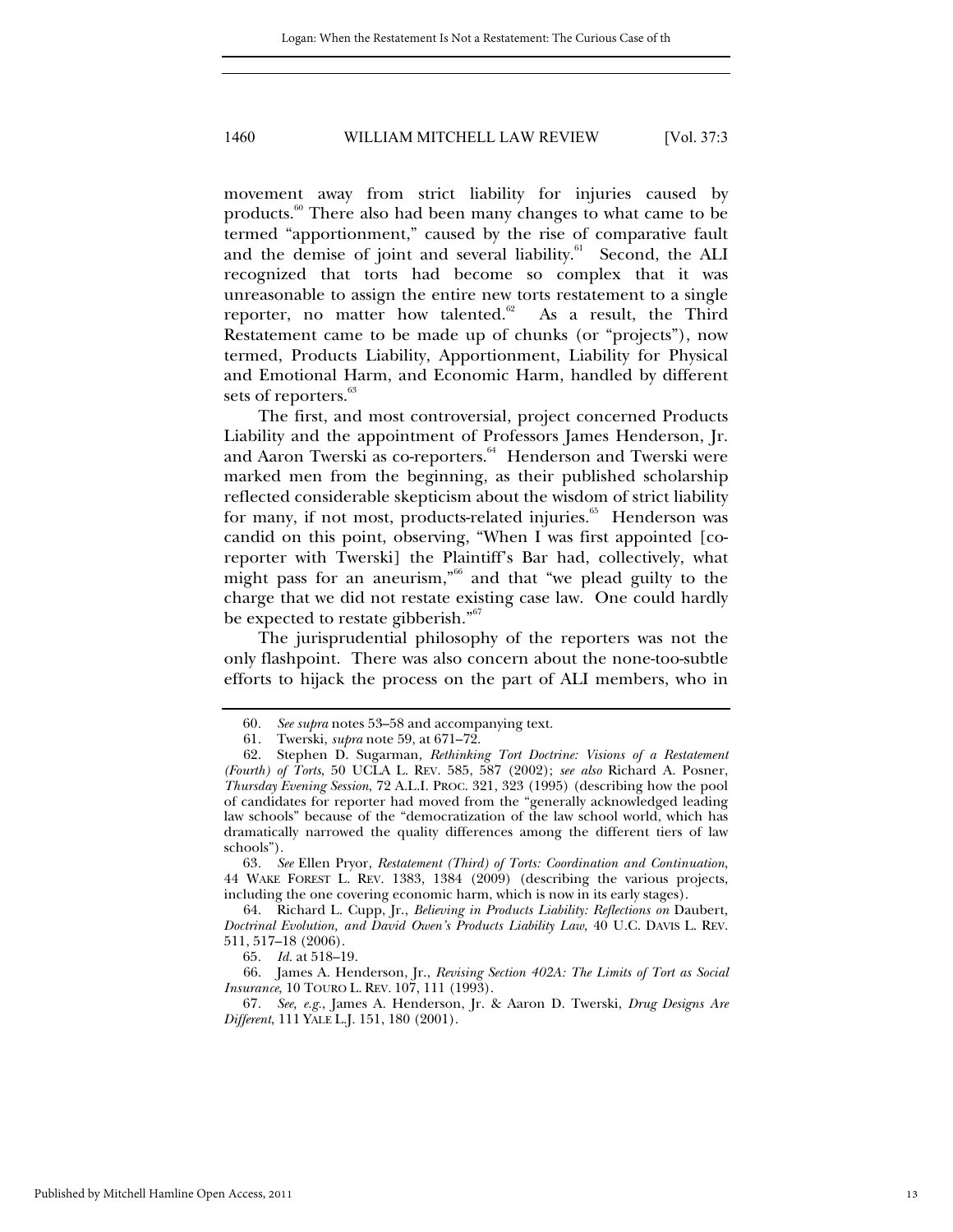movement away from strict liability for injuries caused by products.[60] There also had been many changes to what came to be termed "apportionment," caused by the rise of comparative fault and the demise of joint and several liability.[61] Second, the ALI recognized that torts had become so complex that it was unreasonable to assign the entire new torts restatement to a single reporter, no matter how talented.[62] As a result, the Third Restatement came to be made up of chunks (or "projects"), now termed, Products Liability, Apportionment, Liability for Physical and Emotional Harm, and Economic Harm, handled by different sets of reporters.[63]

The first, and most controversial, project concerned Products Liability and the appointment of Professors James Henderson, Jr. and Aaron Twerski as co-reporters.[64] Henderson and Twerski were marked men from the beginning, as their published scholarship reflected considerable skepticism about the wisdom of strict liability for many, if not most, products-related injuries.[65] Henderson was candid on this point, observing, "When I was first appointed [co-reporter with Twerski] the Plaintiff's Bar had, collectively, what might pass for an aneurism,"[66] and that "we plead guilty to the charge that we did not restate existing case law. One could hardly be expected to restate gibberish."[67]

The jurisprudential philosophy of the reporters was not the only flashpoint. There was also concern about the none-too-subtle efforts to hijack the process on the part of ALI members, who in

---

60. *See supra* notes 53–58 and accompanying text.

61. Twerski, *supra* note 59, at 671–72.

62. Stephen D. Sugarman, *Rethinking Tort Doctrine: Visions of a Restatement (Fourth) of Torts*, 50 UCLA L. REV. 585, 587 (2002); *see also* Richard A. Posner, *Thursday Evening Session*, 72 A.L.I. PROC. 321, 323 (1995) (describing how the pool of candidates for reporter had moved from the "generally acknowledged leading law schools" because of the "democratization of the law school world, which has dramatically narrowed the quality differences among the different tiers of law schools").

63. *See* Ellen Pryor, *Restatement (Third) of Torts: Coordination and Continuation*, 44 WAKE FOREST L. REV. 1383, 1384 (2009) (describing the various projects, including the one covering economic harm, which is now in its early stages).

64. Richard L. Cupp, Jr., *Believing in Products Liability: Reflections on* Daubert*, Doctrinal Evolution, and David Owen's Products Liability Law*, 40 U.C. DAVIS L. REV. 511, 517–18 (2006).

65. *Id.* at 518–19.

66. James A. Henderson, Jr., *Revising Section 402A: The Limits of Tort as Social Insurance*, 10 TOURO L. REV. 107, 111 (1993).

67. *See, e.g.*, James A. Henderson, Jr. & Aaron D. Twerski, *Drug Designs Are Different*, 111 YALE L.J. 151, 180 (2001).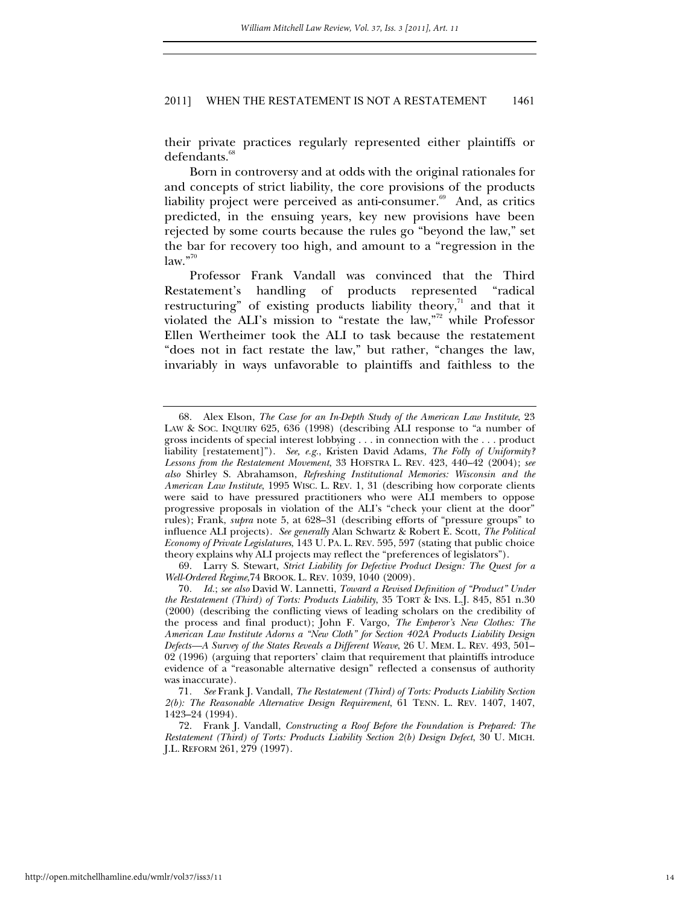their private practices regularly represented either plaintiffs or defendants.[68]

Born in controversy and at odds with the original rationales for and concepts of strict liability, the core provisions of the products liability project were perceived as anti-consumer.[69] And, as critics predicted, in the ensuing years, key new provisions have been rejected by some courts because the rules go "beyond the law," set the bar for recovery too high, and amount to a "regression in the law."[70]

Professor Frank Vandall was convinced that the Third Restatement's handling of products represented "radical restructuring" of existing products liability theory,[71] and that it violated the ALI's mission to "restate the law,"[72] while Professor Ellen Wertheimer took the ALI to task because the restatement "does not in fact restate the law," but rather, "changes the law, invariably in ways unfavorable to plaintiffs and faithless to the

---

68. Alex Elson, *The Case for an In-Depth Study of the American Law Institute*, 23 LAW & SOC. INQUIRY 625, 636 (1998) (describing ALI response to "a number of gross incidents of special interest lobbying . . . in connection with the . . . product liability [restatement]"). *See, e.g.*, Kristen David Adams, *The Folly of Uniformity? Lessons from the Restatement Movement*, 33 HOFSTRA L. REV. 423, 440–42 (2004); *see also* Shirley S. Abrahamson, *Refreshing Institutional Memories: Wisconsin and the American Law Institute*, 1995 WISC. L. REV. 1, 31 (describing how corporate clients were said to have pressured practitioners who were ALI members to oppose progressive proposals in violation of the ALI's "check your client at the door" rules); Frank, *supra* note 5, at 628–31 (describing efforts of "pressure groups" to influence ALI projects). *See generally* Alan Schwartz & Robert E. Scott, *The Political Economy of Private Legislatures*, 143 U. PA. L. REV. 595, 597 (stating that public choice theory explains why ALI projects may reflect the "preferences of legislators").

69. Larry S. Stewart, *Strict Liability for Defective Product Design: The Quest for a Well-Ordered Regime*,74 BROOK. L. REV. 1039, 1040 (2009).

70. *Id.*; *see also* David W. Lannetti, *Toward a Revised Definition of "Product" Under the Restatement (Third) of Torts: Products Liability*, 35 TORT & INS. L.J. 845, 851 n.30 (2000) (describing the conflicting views of leading scholars on the credibility of the process and final product); John F. Vargo, *The Emperor's New Clothes: The American Law Institute Adorns a "New Cloth" for Section 402A Products Liability Design Defects—A Survey of the States Reveals a Different Weave*, 26 U. MEM. L. REV. 493, 501–02 (1996) (arguing that reporters' claim that requirement that plaintiffs introduce evidence of a "reasonable alternative design" reflected a consensus of authority was inaccurate).

71. *See* Frank J. Vandall, *The Restatement (Third) of Torts: Products Liability Section 2(b): The Reasonable Alternative Design Requirement*, 61 TENN. L. REV. 1407, 1407, 1423–24 (1994).

72. Frank J. Vandall, *Constructing a Roof Before the Foundation is Prepared: The Restatement (Third) of Torts: Products Liability Section 2(b) Design Defect*, 30 U. MICH. J.L. REFORM 261, 279 (1997).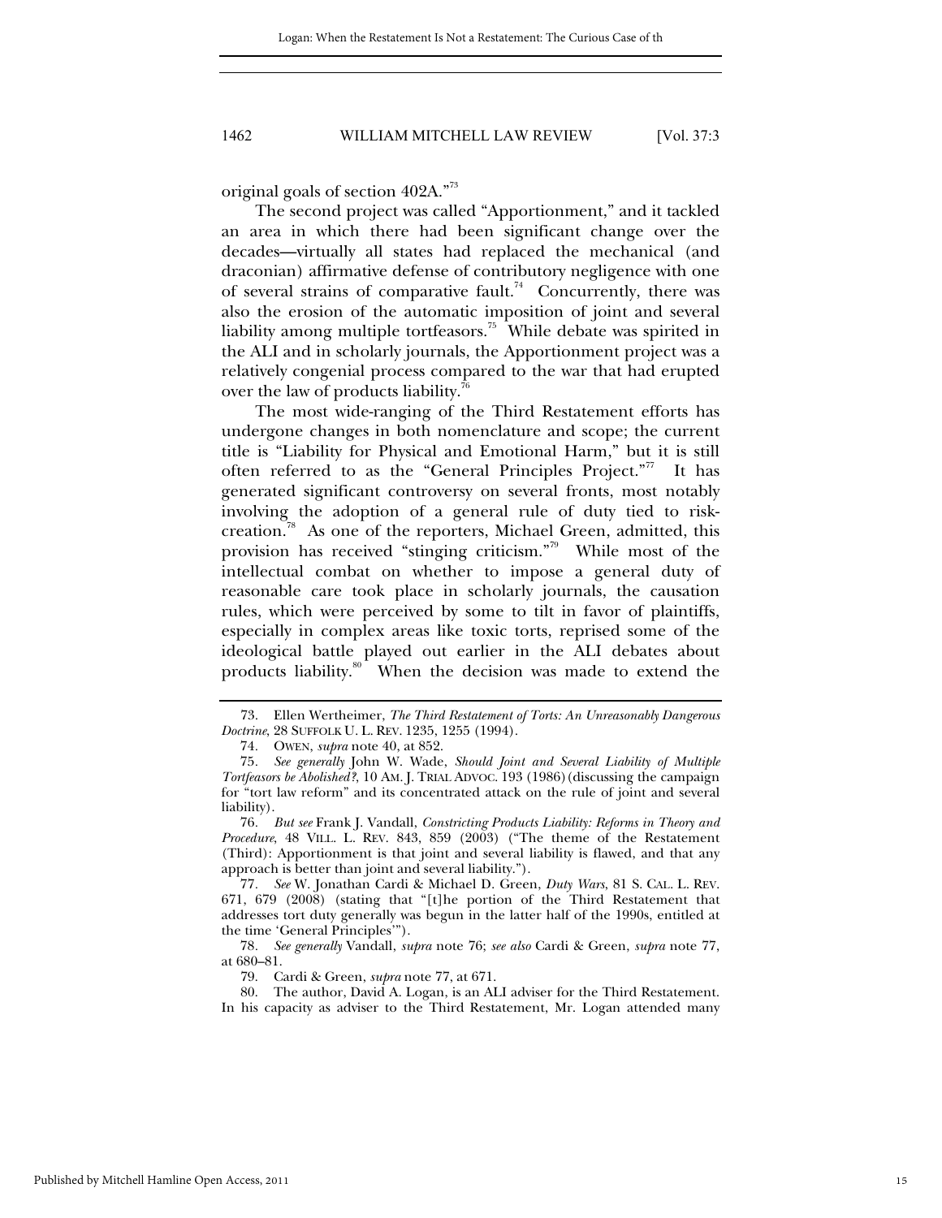original goals of section 402A."[73]

The second project was called "Apportionment," and it tackled an area in which there had been significant change over the decades—virtually all states had replaced the mechanical (and draconian) affirmative defense of contributory negligence with one of several strains of comparative fault.[74] Concurrently, there was also the erosion of the automatic imposition of joint and several liability among multiple tortfeasors.[75] While debate was spirited in the ALI and in scholarly journals, the Apportionment project was a relatively congenial process compared to the war that had erupted over the law of products liability.[76]

The most wide-ranging of the Third Restatement efforts has undergone changes in both nomenclature and scope; the current title is "Liability for Physical and Emotional Harm," but it is still often referred to as the "General Principles Project."[77] It has generated significant controversy on several fronts, most notably involving the adoption of a general rule of duty tied to risk-creation.[78] As one of the reporters, Michael Green, admitted, this provision has received "stinging criticism."[79] While most of the intellectual combat on whether to impose a general duty of reasonable care took place in scholarly journals, the causation rules, which were perceived by some to tilt in favor of plaintiffs, especially in complex areas like toxic torts, reprised some of the ideological battle played out earlier in the ALI debates about products liability.[80] When the decision was made to extend the

---

73. Ellen Wertheimer, *The Third Restatement of Torts: An Unreasonably Dangerous Doctrine*, 28 SUFFOLK U. L. REV. 1235, 1255 (1994).

74. OWEN, *supra* note 40, at 852.

75. *See generally* John W. Wade, *Should Joint and Several Liability of Multiple Tortfeasors be Abolished?*, 10 AM. J. TRIAL ADVOC. 193 (1986) (discussing the campaign for "tort law reform" and its concentrated attack on the rule of joint and several liability).

76. *But see* Frank J. Vandall, *Constricting Products Liability: Reforms in Theory and Procedure*, 48 VILL. L. REV. 843, 859 (2003) ("The theme of the Restatement (Third): Apportionment is that joint and several liability is flawed, and that any approach is better than joint and several liability.").

77. *See* W. Jonathan Cardi & Michael D. Green, *Duty Wars*, 81 S. CAL. L. REV. 671, 679 (2008) (stating that "[t]he portion of the Third Restatement that addresses tort duty generally was begun in the latter half of the 1990s, entitled at the time 'General Principles'").

78. *See generally* Vandall, *supra* note 76; *see also* Cardi & Green, *supra* note 77, at 680–81.

79. Cardi & Green, *supra* note 77, at 671.

80. The author, David A. Logan, is an ALI adviser for the Third Restatement. In his capacity as adviser to the Third Restatement, Mr. Logan attended many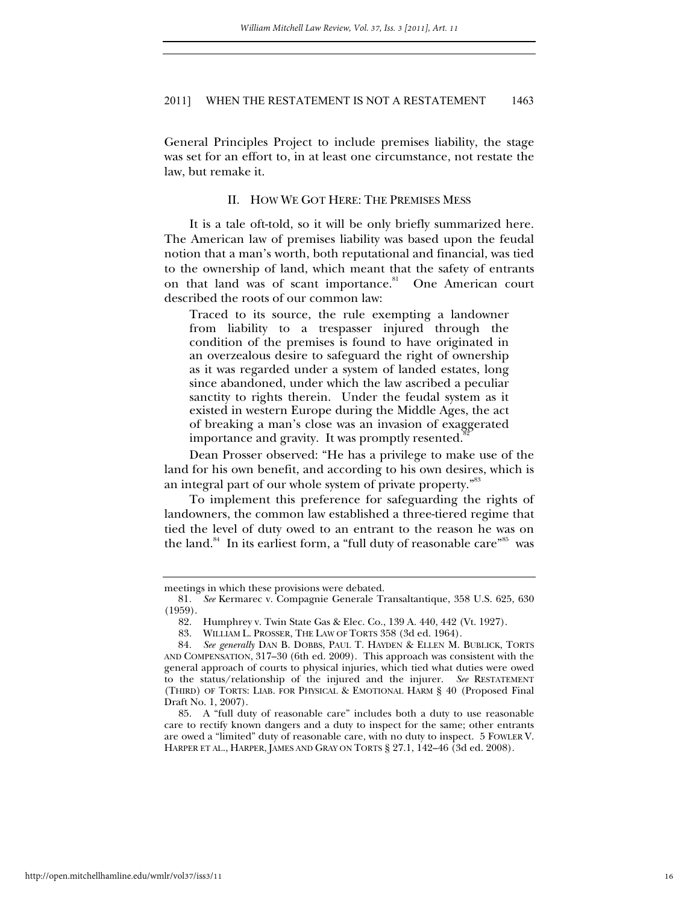General Principles Project to include premises liability, the stage was set for an effort to, in at least one circumstance, not restate the law, but remake it.

## II. HOW WE GOT HERE: THE PREMISES MESS

It is a tale oft-told, so it will be only briefly summarized here. The American law of premises liability was based upon the feudal notion that a man's worth, both reputational and financial, was tied to the ownership of land, which meant that the safety of entrants on that land was of scant importance.[81] One American court described the roots of our common law:

> Traced to its source, the rule exempting a landowner from liability to a trespasser injured through the condition of the premises is found to have originated in an overzealous desire to safeguard the right of ownership as it was regarded under a system of landed estates, long since abandoned, under which the law ascribed a peculiar sanctity to rights therein. Under the feudal system as it existed in western Europe during the Middle Ages, the act of breaking a man's close was an invasion of exaggerated importance and gravity. It was promptly resented.[82]

Dean Prosser observed: "He has a privilege to make use of the land for his own benefit, and according to his own desires, which is an integral part of our whole system of private property."[83]

To implement this preference for safeguarding the rights of landowners, the common law established a three-tiered regime that tied the level of duty owed to an entrant to the reason he was on the land.[84] In its earliest form, a "full duty of reasonable care"[85] was

---

meetings in which these provisions were debated.

81. *See* Kermarec v. Compagnie Generale Transaltantique, 358 U.S. 625, 630 (1959).

82. Humphrey v. Twin State Gas & Elec. Co., 139 A. 440, 442 (Vt. 1927).

83. WILLIAM L. PROSSER, THE LAW OF TORTS 358 (3d ed. 1964).

84. *See generally* DAN B. DOBBS, PAUL T. HAYDEN & ELLEN M. BUBLICK, TORTS AND COMPENSATION, 317–30 (6th ed. 2009). This approach was consistent with the general approach of courts to physical injuries, which tied what duties were owed to the status/relationship of the injured and the injurer. *See* RESTATEMENT (THIRD) OF TORTS: LIAB. FOR PHYSICAL & EMOTIONAL HARM § 40 (Proposed Final Draft No. 1, 2007).

85. A "full duty of reasonable care" includes both a duty to use reasonable care to rectify known dangers and a duty to inspect for the same; other entrants are owed a "limited" duty of reasonable care, with no duty to inspect. 5 FOWLER V. HARPER ET AL., HARPER, JAMES AND GRAY ON TORTS § 27.1, 142–46 (3d ed. 2008).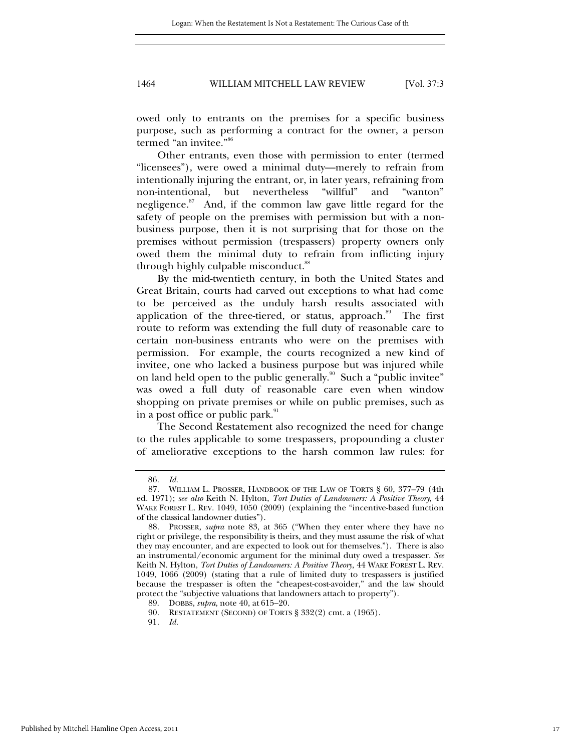owed only to entrants on the premises for a specific business purpose, such as performing a contract for the owner, a person termed "an invitee."[86]

Other entrants, even those with permission to enter (termed "licensees"), were owed a minimal duty—merely to refrain from intentionally injuring the entrant, or, in later years, refraining from non-intentional, but nevertheless "willful" and "wanton" negligence.[87] And, if the common law gave little regard for the safety of people on the premises with permission but with a non-business purpose, then it is not surprising that for those on the premises without permission (trespassers) property owners only owed them the minimal duty to refrain from inflicting injury through highly culpable misconduct.[88]

By the mid-twentieth century, in both the United States and Great Britain, courts had carved out exceptions to what had come to be perceived as the unduly harsh results associated with application of the three-tiered, or status, approach.[89] The first route to reform was extending the full duty of reasonable care to certain non-business entrants who were on the premises with permission. For example, the courts recognized a new kind of invitee, one who lacked a business purpose but was injured while on land held open to the public generally.[90] Such a "public invitee" was owed a full duty of reasonable care even when window shopping on private premises or while on public premises, such as in a post office or public park.[91]

The Second Restatement also recognized the need for change to the rules applicable to some trespassers, propounding a cluster of ameliorative exceptions to the harsh common law rules: for

---

86. *Id.*

87. WILLIAM L. PROSSER, HANDBOOK OF THE LAW OF TORTS § 60, 377–79 (4th ed. 1971); *see also* Keith N. Hylton, *Tort Duties of Landowners: A Positive Theory*, 44 WAKE FOREST L. REV. 1049, 1050 (2009) (explaining the "incentive-based function of the classical landowner duties").

88. PROSSER, *supra* note 83, at 365 ("When they enter where they have no right or privilege, the responsibility is theirs, and they must assume the risk of what they may encounter, and are expected to look out for themselves."). There is also an instrumental/economic argument for the minimal duty owed a trespasser. *See* Keith N. Hylton, *Tort Duties of Landowners: A Positive Theory*, 44 WAKE FOREST L. REV. 1049, 1066 (2009) (stating that a rule of limited duty to trespassers is justified because the trespasser is often the "cheapest-cost-avoider," and the law should protect the "subjective valuations that landowners attach to property").

89. DOBBS, *supra*, note 40, at 615–20.

90. RESTATEMENT (SECOND) OF TORTS § 332(2) cmt. a (1965).

91. *Id.*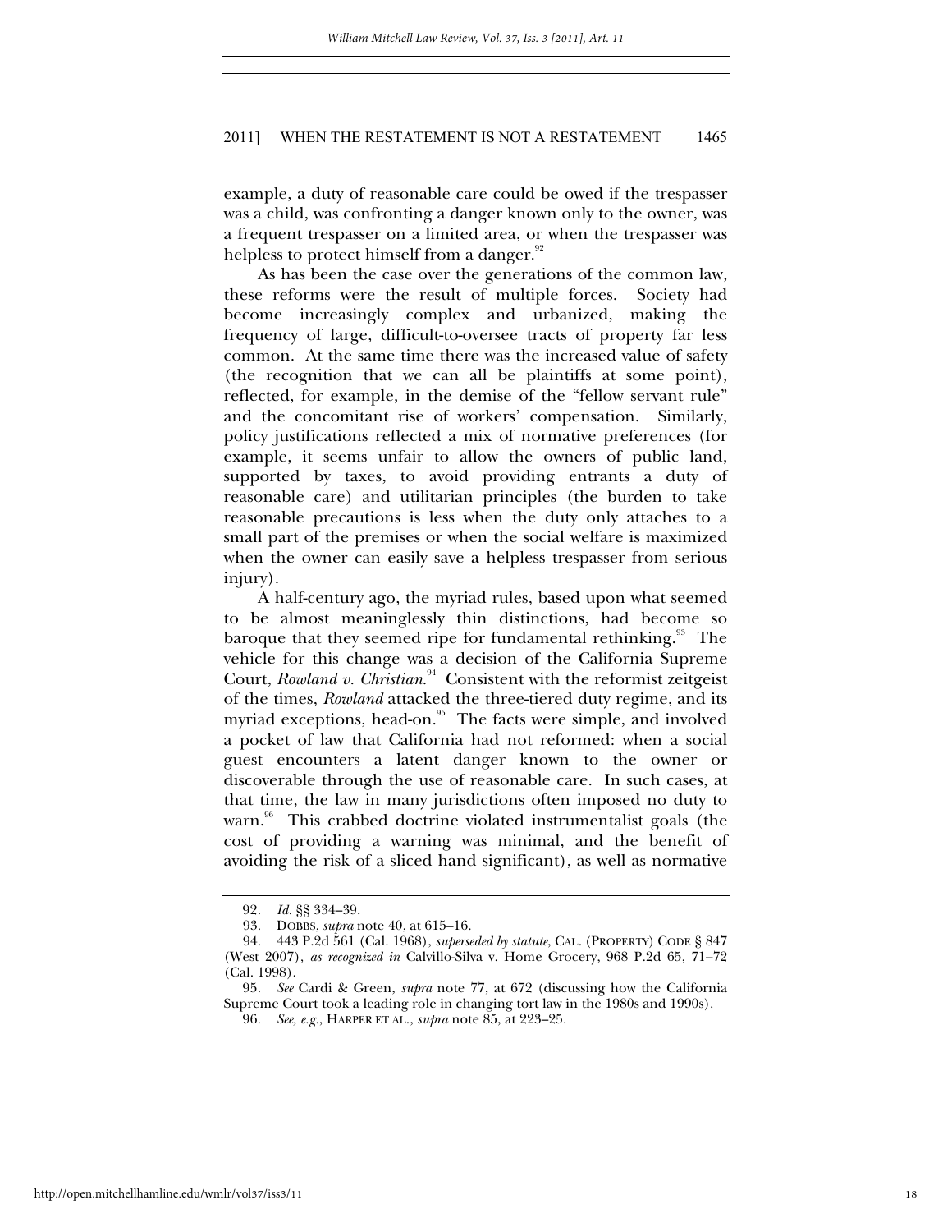example, a duty of reasonable care could be owed if the trespasser was a child, was confronting a danger known only to the owner, was a frequent trespasser on a limited area, or when the trespasser was helpless to protect himself from a danger.[92]

As has been the case over the generations of the common law, these reforms were the result of multiple forces. Society had become increasingly complex and urbanized, making the frequency of large, difficult-to-oversee tracts of property far less common. At the same time there was the increased value of safety (the recognition that we can all be plaintiffs at some point), reflected, for example, in the demise of the "fellow servant rule" and the concomitant rise of workers' compensation. Similarly, policy justifications reflected a mix of normative preferences (for example, it seems unfair to allow the owners of public land, supported by taxes, to avoid providing entrants a duty of reasonable care) and utilitarian principles (the burden to take reasonable precautions is less when the duty only attaches to a small part of the premises or when the social welfare is maximized when the owner can easily save a helpless trespasser from serious injury).

A half-century ago, the myriad rules, based upon what seemed to be almost meaninglessly thin distinctions, had become so baroque that they seemed ripe for fundamental rethinking.[93] The vehicle for this change was a decision of the California Supreme Court, *Rowland v. Christian*.[94] Consistent with the reformist zeitgeist of the times, *Rowland* attacked the three-tiered duty regime, and its myriad exceptions, head-on.[95] The facts were simple, and involved a pocket of law that California had not reformed: when a social guest encounters a latent danger known to the owner or discoverable through the use of reasonable care. In such cases, at that time, the law in many jurisdictions often imposed no duty to warn.[96] This crabbed doctrine violated instrumentalist goals (the cost of providing a warning was minimal, and the benefit of avoiding the risk of a sliced hand significant), as well as normative

---

92. *Id.* §§ 334–39.

93. DOBBS, *supra* note 40, at 615–16.

94. 443 P.2d 561 (Cal. 1968), *superseded by statute*, CAL. (PROPERTY) CODE § 847 (West 2007), *as recognized in* Calvillo-Silva v. Home Grocery, 968 P.2d 65, 71–72 (Cal. 1998).

95. *See* Cardi & Green, *supra* note 77, at 672 (discussing how the California Supreme Court took a leading role in changing tort law in the 1980s and 1990s).

96. *See, e.g.*, HARPER ET AL., *supra* note 85, at 223–25.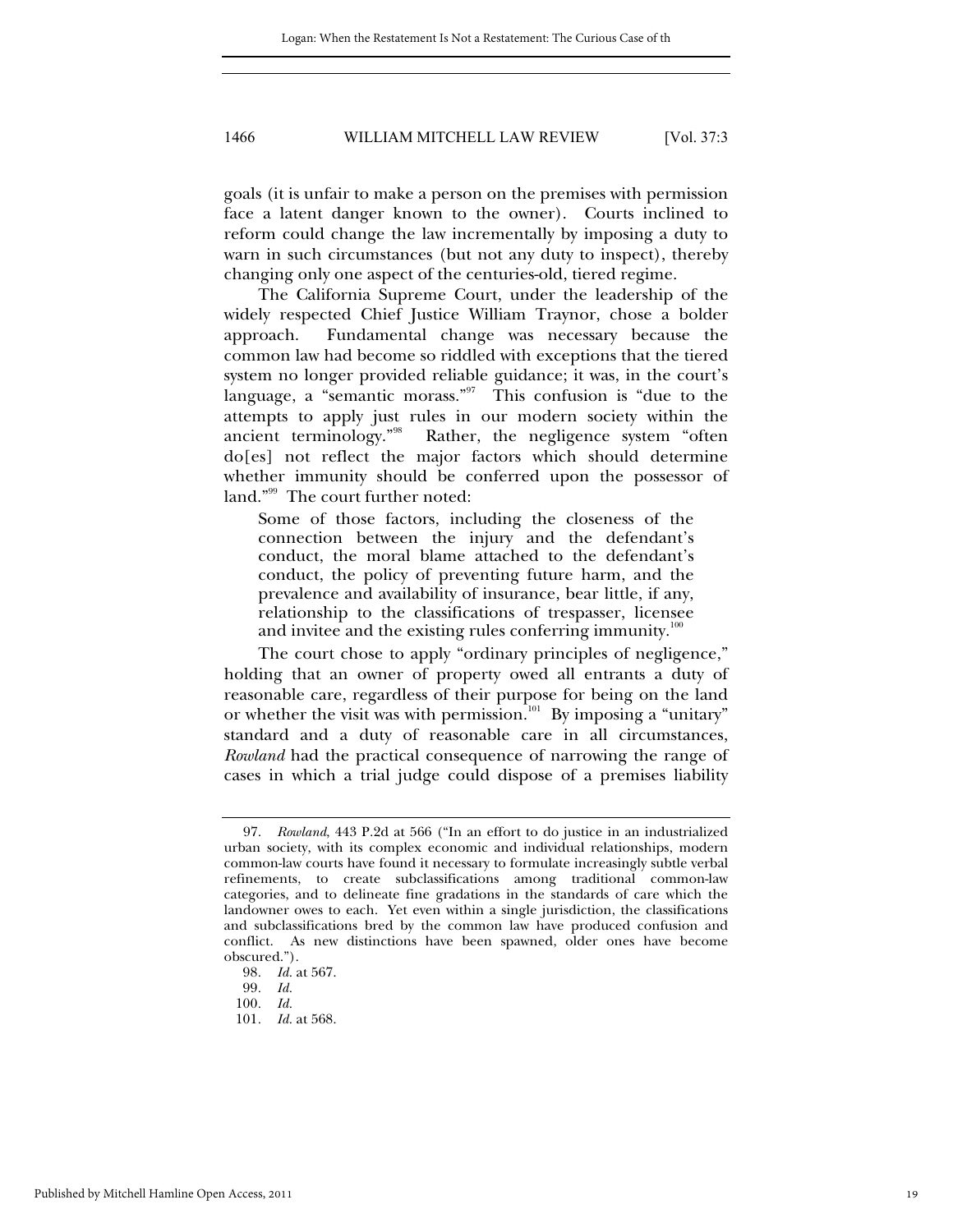goals (it is unfair to make a person on the premises with permission face a latent danger known to the owner). Courts inclined to reform could change the law incrementally by imposing a duty to warn in such circumstances (but not any duty to inspect), thereby changing only one aspect of the centuries-old, tiered regime.

The California Supreme Court, under the leadership of the widely respected Chief Justice William Traynor, chose a bolder approach. Fundamental change was necessary because the common law had become so riddled with exceptions that the tiered system no longer provided reliable guidance; it was, in the court's language, a "semantic morass."[97] This confusion is "due to the attempts to apply just rules in our modern society within the ancient terminology."[98] Rather, the negligence system "often do[es] not reflect the major factors which should determine whether immunity should be conferred upon the possessor of land."[99] The court further noted:

> Some of those factors, including the closeness of the connection between the injury and the defendant's conduct, the moral blame attached to the defendant's conduct, the policy of preventing future harm, and the prevalence and availability of insurance, bear little, if any, relationship to the classifications of trespasser, licensee and invitee and the existing rules conferring immunity.[100]

The court chose to apply "ordinary principles of negligence," holding that an owner of property owed all entrants a duty of reasonable care, regardless of their purpose for being on the land or whether the visit was with permission.[101] By imposing a "unitary" standard and a duty of reasonable care in all circumstances, *Rowland* had the practical consequence of narrowing the range of cases in which a trial judge could dispose of a premises liability

---

97. *Rowland*, 443 P.2d at 566 ("In an effort to do justice in an industrialized urban society, with its complex economic and individual relationships, modern common-law courts have found it necessary to formulate increasingly subtle verbal refinements, to create subclassifications among traditional common-law categories, and to delineate fine gradations in the standards of care which the landowner owes to each. Yet even within a single jurisdiction, the classifications and subclassifications bred by the common law have produced confusion and conflict. As new distinctions have been spawned, older ones have become obscured.").

98. *Id.* at 567.

99. *Id.*

100. *Id.*

101. *Id.* at 568.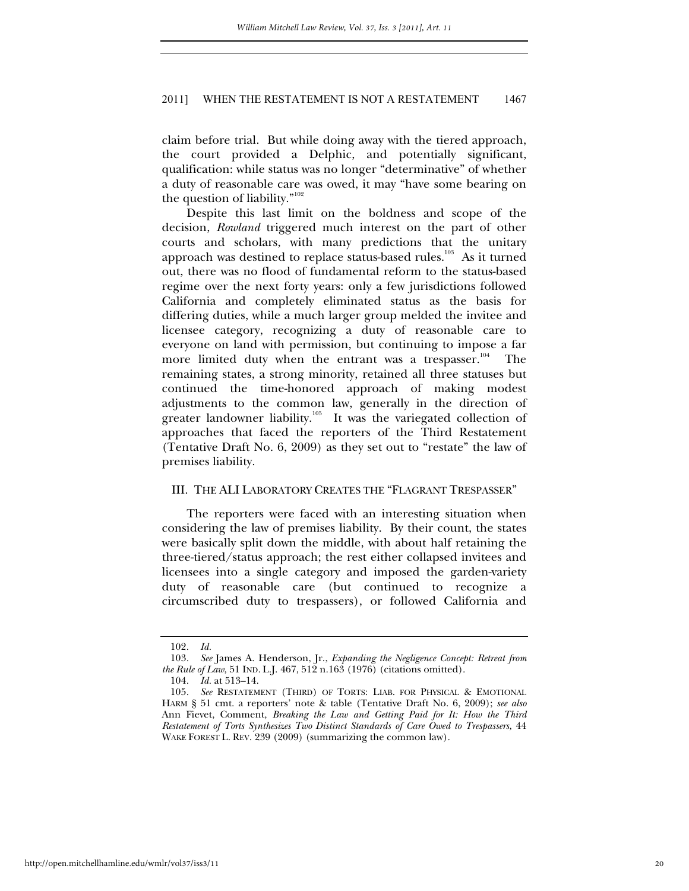claim before trial. But while doing away with the tiered approach, the court provided a Delphic, and potentially significant, qualification: while status was no longer "determinative" of whether a duty of reasonable care was owed, it may "have some bearing on the question of liability."[102]

Despite this last limit on the boldness and scope of the decision, *Rowland* triggered much interest on the part of other courts and scholars, with many predictions that the unitary approach was destined to replace status-based rules.[103] As it turned out, there was no flood of fundamental reform to the status-based regime over the next forty years: only a few jurisdictions followed California and completely eliminated status as the basis for differing duties, while a much larger group melded the invitee and licensee category, recognizing a duty of reasonable care to everyone on land with permission, but continuing to impose a far more limited duty when the entrant was a trespasser.[104] The remaining states, a strong minority, retained all three statuses but continued the time-honored approach of making modest adjustments to the common law, generally in the direction of greater landowner liability.[105] It was the variegated collection of approaches that faced the reporters of the Third Restatement (Tentative Draft No. 6, 2009) as they set out to "restate" the law of premises liability.

## III. THE ALI LABORATORY CREATES THE "FLAGRANT TRESPASSER"

The reporters were faced with an interesting situation when considering the law of premises liability. By their count, the states were basically split down the middle, with about half retaining the three-tiered/status approach; the rest either collapsed invitees and licensees into a single category and imposed the garden-variety duty of reasonable care (but continued to recognize a circumscribed duty to trespassers), or followed California and

---

102. *Id.*

103. *See* James A. Henderson, Jr., *Expanding the Negligence Concept: Retreat from the Rule of Law*, 51 IND. L.J. 467, 512 n.163 (1976) (citations omitted).

104. *Id.* at 513–14.

105. *See* RESTATEMENT (THIRD) OF TORTS: LIAB. FOR PHYSICAL & EMOTIONAL HARM § 51 cmt. a reporters' note & table (Tentative Draft No. 6, 2009); *see also* Ann Fievet, Comment, *Breaking the Law and Getting Paid for It: How the Third Restatement of Torts Synthesizes Two Distinct Standards of Care Owed to Trespassers*, 44 WAKE FOREST L. REV. 239 (2009) (summarizing the common law).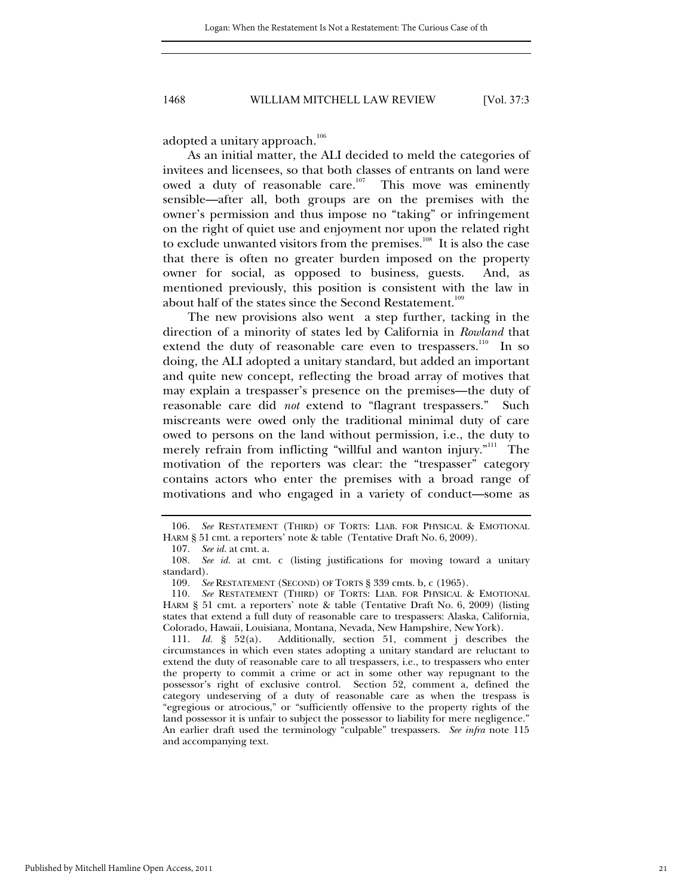adopted a unitary approach.[106]

As an initial matter, the ALI decided to meld the categories of invitees and licensees, so that both classes of entrants on land were owed a duty of reasonable care.[107] This move was eminently sensible—after all, both groups are on the premises with the owner's permission and thus impose no "taking" or infringement on the right of quiet use and enjoyment nor upon the related right to exclude unwanted visitors from the premises.[108] It is also the case that there is often no greater burden imposed on the property owner for social, as opposed to business, guests. And, as mentioned previously, this position is consistent with the law in about half of the states since the Second Restatement.[109]

The new provisions also went a step further, tacking in the direction of a minority of states led by California in *Rowland* that extend the duty of reasonable care even to trespassers.[110] In so doing, the ALI adopted a unitary standard, but added an important and quite new concept, reflecting the broad array of motives that may explain a trespasser's presence on the premises—the duty of reasonable care did *not* extend to "flagrant trespassers." Such miscreants were owed only the traditional minimal duty of care owed to persons on the land without permission, i.e., the duty to merely refrain from inflicting "willful and wanton injury."[111] The motivation of the reporters was clear: the "trespasser" category contains actors who enter the premises with a broad range of motivations and who engaged in a variety of conduct—some as

---

106. *See* RESTATEMENT (THIRD) OF TORTS: LIAB. FOR PHYSICAL & EMOTIONAL HARM § 51 cmt. a reporters' note & table (Tentative Draft No. 6, 2009).

107. *See id.* at cmt. a.

108. *See id.* at cmt. c (listing justifications for moving toward a unitary standard).

109. *See* RESTATEMENT (SECOND) OF TORTS § 339 cmts. b, c (1965).

110. *See* RESTATEMENT (THIRD) OF TORTS: LIAB. FOR PHYSICAL & EMOTIONAL HARM § 51 cmt. a reporters' note & table (Tentative Draft No. 6, 2009) (listing states that extend a full duty of reasonable care to trespassers: Alaska, California, Colorado, Hawaii, Louisiana, Montana, Nevada, New Hampshire, New York).

111. *Id.* § 52(a). Additionally, section 51, comment j describes the circumstances in which even states adopting a unitary standard are reluctant to extend the duty of reasonable care to all trespassers, i.e., to trespassers who enter the property to commit a crime or act in some other way repugnant to the possessor's right of exclusive control. Section 52, comment a, defined the category undeserving of a duty of reasonable care as when the trespass is "egregious or atrocious," or "sufficiently offensive to the property rights of the land possessor it is unfair to subject the possessor to liability for mere negligence." An earlier draft used the terminology "culpable" trespassers. *See infra* note 115 and accompanying text.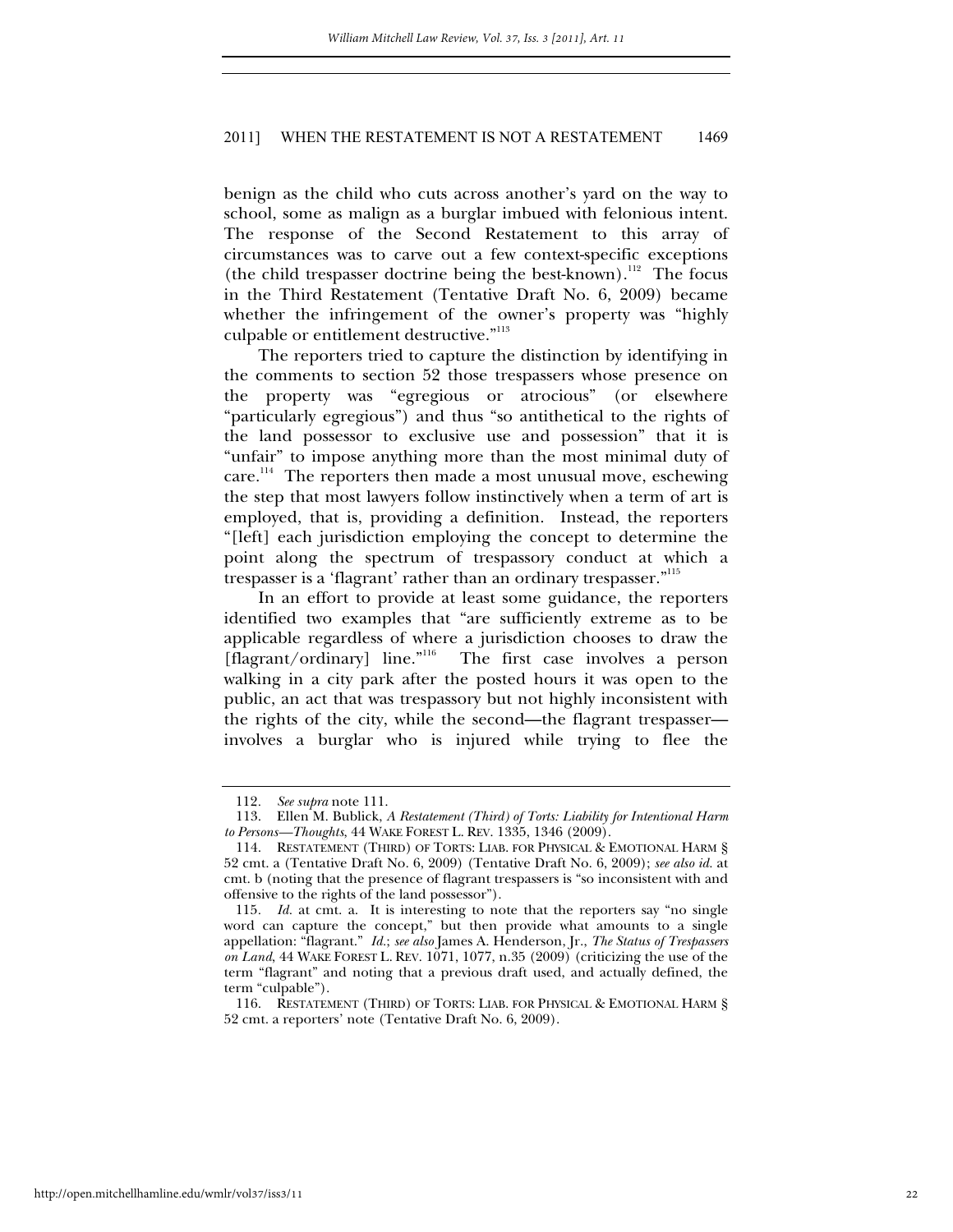benign as the child who cuts across another's yard on the way to school, some as malign as a burglar imbued with felonious intent. The response of the Second Restatement to this array of circumstances was to carve out a few context-specific exceptions (the child trespasser doctrine being the best-known).[112] The focus in the Third Restatement (Tentative Draft No. 6, 2009) became whether the infringement of the owner's property was "highly culpable or entitlement destructive."[113]

The reporters tried to capture the distinction by identifying in the comments to section 52 those trespassers whose presence on the property was "egregious or atrocious" (or elsewhere "particularly egregious") and thus "so antithetical to the rights of the land possessor to exclusive use and possession" that it is "unfair" to impose anything more than the most minimal duty of care.[114] The reporters then made a most unusual move, eschewing the step that most lawyers follow instinctively when a term of art is employed, that is, providing a definition. Instead, the reporters "[left] each jurisdiction employing the concept to determine the point along the spectrum of trespassory conduct at which a trespasser is a 'flagrant' rather than an ordinary trespasser."[115]

In an effort to provide at least some guidance, the reporters identified two examples that "are sufficiently extreme as to be applicable regardless of where a jurisdiction chooses to draw the [flagrant/ordinary] line."[116] The first case involves a person walking in a city park after the posted hours it was open to the public, an act that was trespassory but not highly inconsistent with the rights of the city, while the second—the flagrant trespasser—involves a burglar who is injured while trying to flee the

---

112. *See supra* note 111.

113. Ellen M. Bublick, *A Restatement (Third) of Torts: Liability for Intentional Harm to Persons—Thoughts*, 44 WAKE FOREST L. REV. 1335, 1346 (2009).

114. RESTATEMENT (THIRD) OF TORTS: LIAB. FOR PHYSICAL & EMOTIONAL HARM § 52 cmt. a (Tentative Draft No. 6, 2009) (Tentative Draft No. 6, 2009); *see also id.* at cmt. b (noting that the presence of flagrant trespassers is "so inconsistent with and offensive to the rights of the land possessor").

115. *Id.* at cmt. a. It is interesting to note that the reporters say "no single word can capture the concept," but then provide what amounts to a single appellation: "flagrant." *Id.*; *see also* James A. Henderson, Jr., *The Status of Trespassers on Land*, 44 WAKE FOREST L. REV. 1071, 1077, n.35 (2009) (criticizing the use of the term "flagrant" and noting that a previous draft used, and actually defined, the term "culpable").

116. RESTATEMENT (THIRD) OF TORTS: LIAB. FOR PHYSICAL & EMOTIONAL HARM § 52 cmt. a reporters' note (Tentative Draft No. 6, 2009).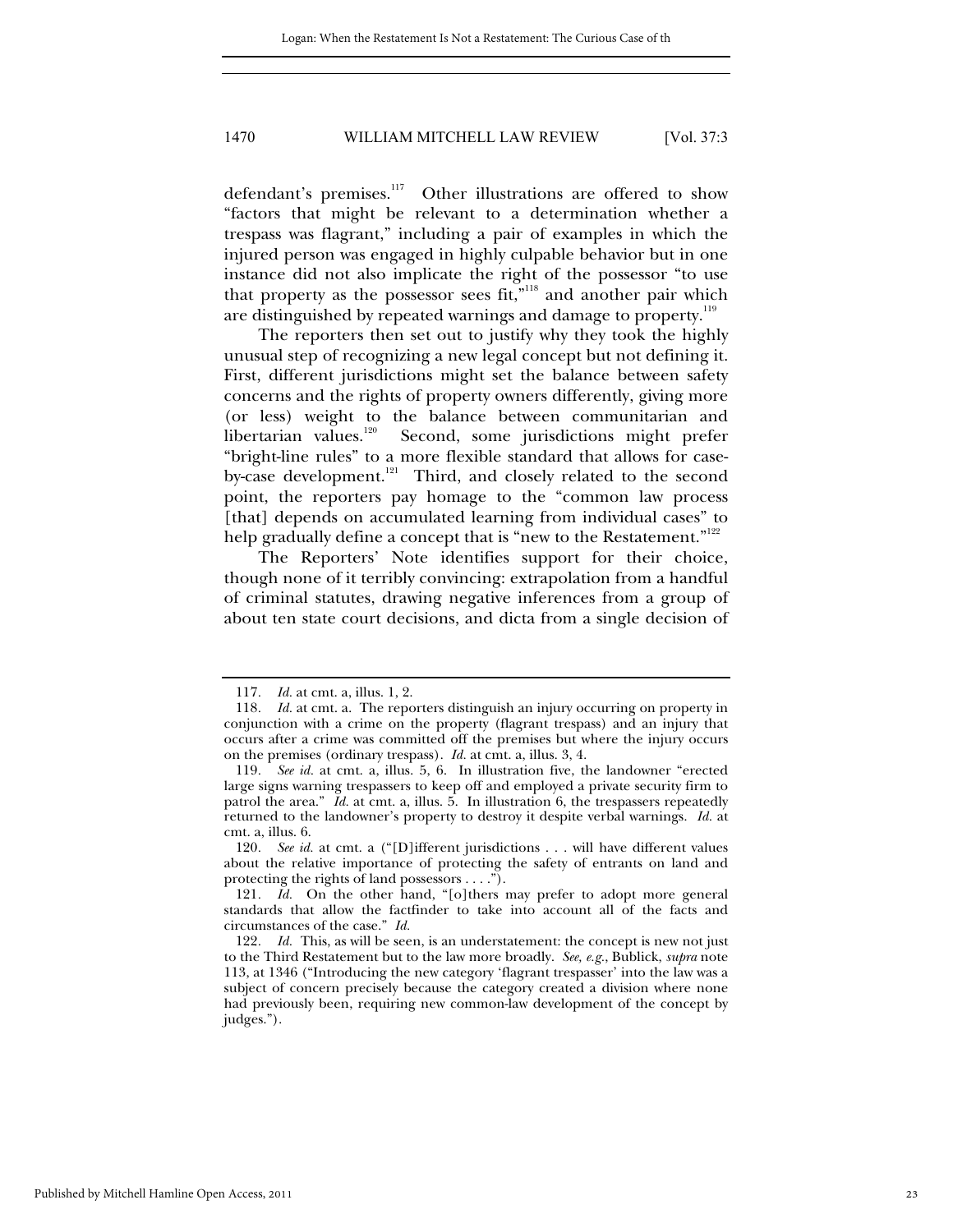defendant's premises.[117] Other illustrations are offered to show "factors that might be relevant to a determination whether a trespass was flagrant," including a pair of examples in which the injured person was engaged in highly culpable behavior but in one instance did not also implicate the right of the possessor "to use that property as the possessor sees fit,"[118] and another pair which are distinguished by repeated warnings and damage to property.[119]

The reporters then set out to justify why they took the highly unusual step of recognizing a new legal concept but not defining it. First, different jurisdictions might set the balance between safety concerns and the rights of property owners differently, giving more (or less) weight to the balance between communitarian and libertarian values.[120] Second, some jurisdictions might prefer "bright-line rules" to a more flexible standard that allows for case-by-case development.[121] Third, and closely related to the second point, the reporters pay homage to the "common law process [that] depends on accumulated learning from individual cases" to help gradually define a concept that is "new to the Restatement."[122]

The Reporters' Note identifies support for their choice, though none of it terribly convincing: extrapolation from a handful of criminal statutes, drawing negative inferences from a group of about ten state court decisions, and dicta from a single decision of

---

117. *Id.* at cmt. a, illus. 1, 2.

118. *Id.* at cmt. a. The reporters distinguish an injury occurring on property in conjunction with a crime on the property (flagrant trespass) and an injury that occurs after a crime was committed off the premises but where the injury occurs on the premises (ordinary trespass). *Id.* at cmt. a, illus. 3, 4.

119. *See id.* at cmt. a, illus. 5, 6. In illustration five, the landowner "erected large signs warning trespassers to keep off and employed a private security firm to patrol the area." *Id.* at cmt. a, illus. 5. In illustration 6, the trespassers repeatedly returned to the landowner's property to destroy it despite verbal warnings. *Id.* at cmt. a, illus. 6.

120. *See id.* at cmt. a ("[D]ifferent jurisdictions . . . will have different values about the relative importance of protecting the safety of entrants on land and protecting the rights of land possessors . . . .").

121. *Id.* On the other hand, "[o]thers may prefer to adopt more general standards that allow the factfinder to take into account all of the facts and circumstances of the case." *Id.*

122. *Id.* This, as will be seen, is an understatement: the concept is new not just to the Third Restatement but to the law more broadly. *See, e.g.*, Bublick, *supra* note 113, at 1346 ("Introducing the new category 'flagrant trespasser' into the law was a subject of concern precisely because the category created a division where none had previously been, requiring new common-law development of the concept by judges.").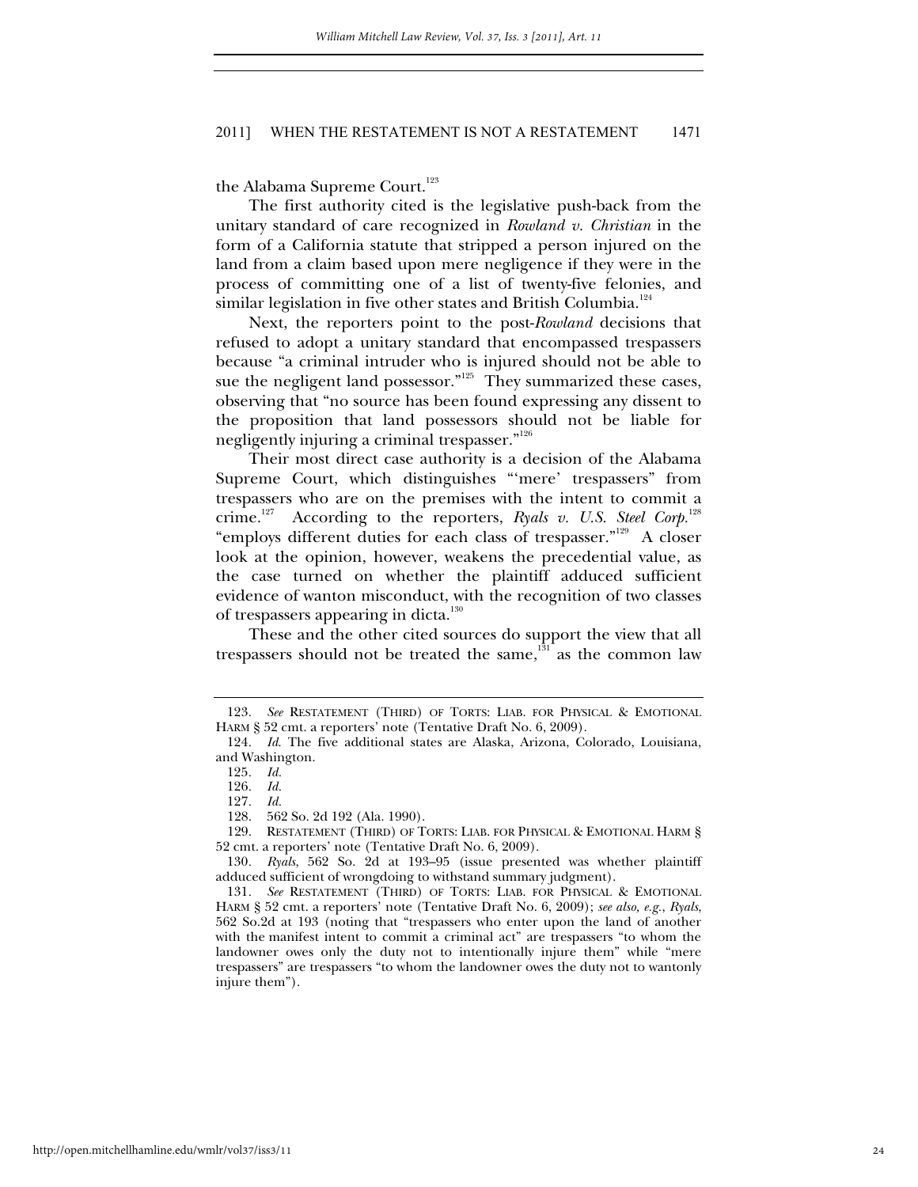the Alabama Supreme Court.[123]

The first authority cited is the legislative push-back from the unitary standard of care recognized in *Rowland v. Christian* in the form of a California statute that stripped a person injured on the land from a claim based upon mere negligence if they were in the process of committing one of a list of twenty-five felonies, and similar legislation in five other states and British Columbia.[124]

Next, the reporters point to the post-*Rowland* decisions that refused to adopt a unitary standard that encompassed trespassers because "a criminal intruder who is injured should not be able to sue the negligent land possessor."[125] They summarized these cases, observing that "no source has been found expressing any dissent to the proposition that land possessors should not be liable for negligently injuring a criminal trespasser."[126]

Their most direct case authority is a decision of the Alabama Supreme Court, which distinguishes "'mere' trespassers" from trespassers who are on the premises with the intent to commit a crime.[127] According to the reporters, *Ryals v. U.S. Steel Corp.*[128] "employs different duties for each class of trespasser."[129] A closer look at the opinion, however, weakens the precedential value, as the case turned on whether the plaintiff adduced sufficient evidence of wanton misconduct, with the recognition of two classes of trespassers appearing in dicta.[130]

These and the other cited sources do support the view that all trespassers should not be treated the same,[131] as the common law

---

123. *See* RESTATEMENT (THIRD) OF TORTS: LIAB. FOR PHYSICAL & EMOTIONAL HARM § 52 cmt. a reporters' note (Tentative Draft No. 6, 2009).

124. *Id.* The five additional states are Alaska, Arizona, Colorado, Louisiana, and Washington.

125. *Id.*

126. *Id.*

127. *Id.*

128. 562 So. 2d 192 (Ala. 1990).

129. RESTATEMENT (THIRD) OF TORTS: LIAB. FOR PHYSICAL & EMOTIONAL HARM § 52 cmt. a reporters' note (Tentative Draft No. 6, 2009).

130. *Ryals*, 562 So. 2d at 193–95 (issue presented was whether plaintiff adduced sufficient of wrongdoing to withstand summary judgment).

131. *See* RESTATEMENT (THIRD) OF TORTS: LIAB. FOR PHYSICAL & EMOTIONAL HARM § 52 cmt. a reporters' note (Tentative Draft No. 6, 2009); *see also, e.g.*, *Ryals*, 562 So.2d at 193 (noting that "trespassers who enter upon the land of another with the manifest intent to commit a criminal act" are trespassers "to whom the landowner owes only the duty not to intentionally injure them" while "mere trespassers" are trespassers "to whom the landowner owes the duty not to wantonly injure them").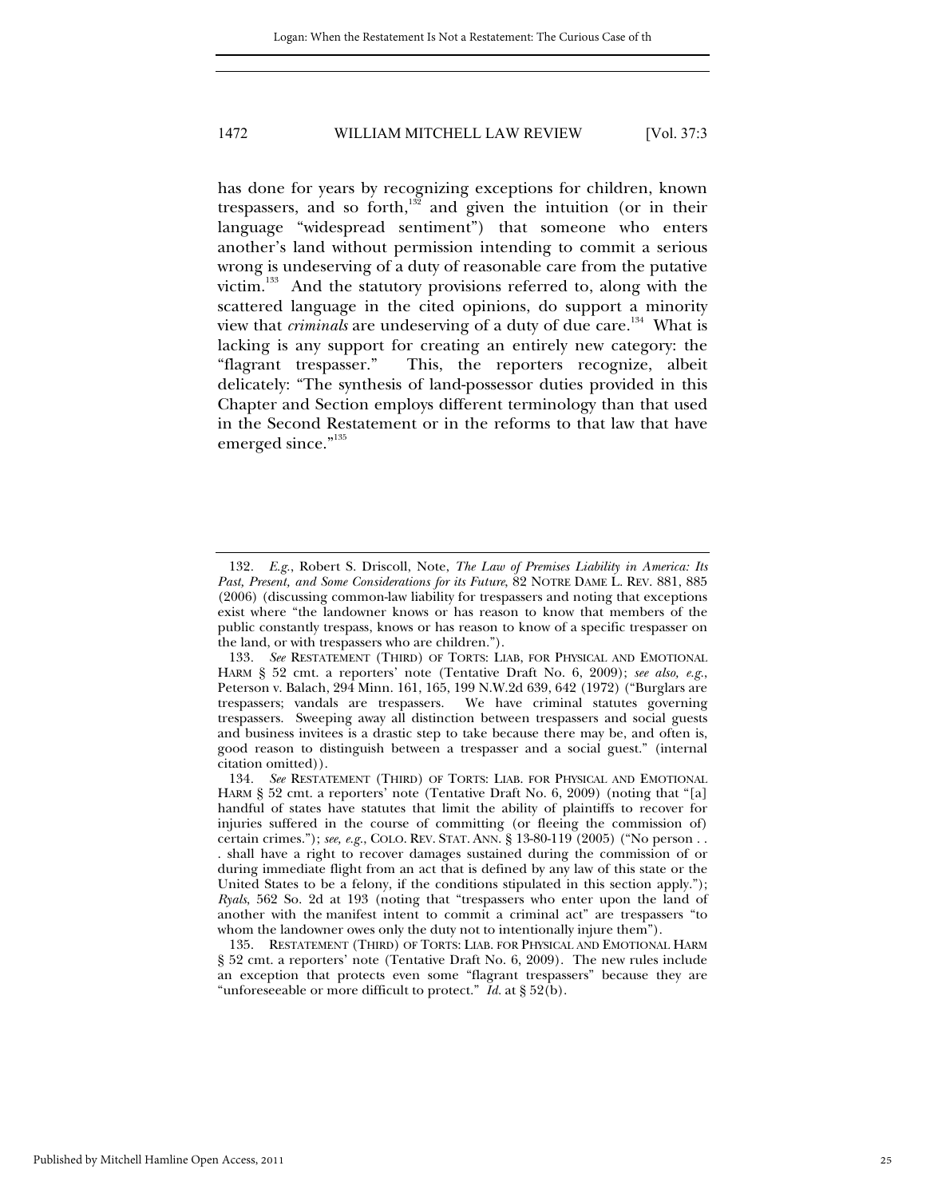has done for years by recognizing exceptions for children, known trespassers, and so forth,[132] and given the intuition (or in their language "widespread sentiment") that someone who enters another's land without permission intending to commit a serious wrong is undeserving of a duty of reasonable care from the putative victim.[133] And the statutory provisions referred to, along with the scattered language in the cited opinions, do support a minority view that *criminals* are undeserving of a duty of due care.[134] What is lacking is any support for creating an entirely new category: the "flagrant trespasser." This, the reporters recognize, albeit delicately: "The synthesis of land-possessor duties provided in this Chapter and Section employs different terminology than that used in the Second Restatement or in the reforms to that law that have emerged since."[135]

---

132. *E.g.*, Robert S. Driscoll, Note, *The Law of Premises Liability in America: Its Past, Present, and Some Considerations for its Future*, 82 NOTRE DAME L. REV. 881, 885 (2006) (discussing common-law liability for trespassers and noting that exceptions exist where "the landowner knows or has reason to know that members of the public constantly trespass, knows or has reason to know of a specific trespasser on the land, or with trespassers who are children.").

133. *See* RESTATEMENT (THIRD) OF TORTS: LIAB, FOR PHYSICAL AND EMOTIONAL HARM § 52 cmt. a reporters' note (Tentative Draft No. 6, 2009); *see also, e.g.*, Peterson v. Balach, 294 Minn. 161, 165, 199 N.W.2d 639, 642 (1972) ("Burglars are trespassers; vandals are trespassers. We have criminal statutes governing trespassers. Sweeping away all distinction between trespassers and social guests and business invitees is a drastic step to take because there may be, and often is, good reason to distinguish between a trespasser and a social guest." (internal citation omitted)).

134. *See* RESTATEMENT (THIRD) OF TORTS: LIAB. FOR PHYSICAL AND EMOTIONAL HARM § 52 cmt. a reporters' note (Tentative Draft No. 6, 2009) (noting that "[a] handful of states have statutes that limit the ability of plaintiffs to recover for injuries suffered in the course of committing (or fleeing the commission of) certain crimes."); *see, e.g.*, COLO. REV. STAT. ANN. § 13-80-119 (2005) ("No person . . . shall have a right to recover damages sustained during the commission of or during immediate flight from an act that is defined by any law of this state or the United States to be a felony, if the conditions stipulated in this section apply."); *Ryals*, 562 So. 2d at 193 (noting that "trespassers who enter upon the land of another with the manifest intent to commit a criminal act" are trespassers "to whom the landowner owes only the duty not to intentionally injure them").

135. RESTATEMENT (THIRD) OF TORTS: LIAB. FOR PHYSICAL AND EMOTIONAL HARM § 52 cmt. a reporters' note (Tentative Draft No. 6, 2009). The new rules include an exception that protects even some "flagrant trespassers" because they are "unforeseeable or more difficult to protect." *Id.* at § 52(b).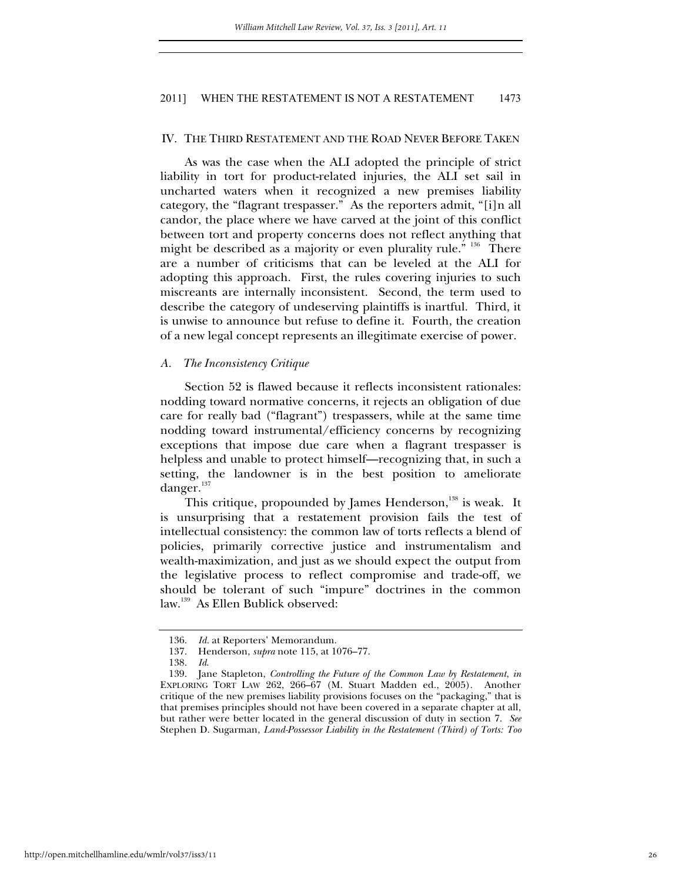## IV. THE THIRD RESTATEMENT AND THE ROAD NEVER BEFORE TAKEN

As was the case when the ALI adopted the principle of strict liability in tort for product-related injuries, the ALI set sail in uncharted waters when it recognized a new premises liability category, the "flagrant trespasser." As the reporters admit, "[i]n all candor, the place where we have carved at the joint of this conflict between tort and property concerns does not reflect anything that might be described as a majority or even plurality rule." [136] There are a number of criticisms that can be leveled at the ALI for adopting this approach. First, the rules covering injuries to such miscreants are internally inconsistent. Second, the term used to describe the category of undeserving plaintiffs is inartful. Third, it is unwise to announce but refuse to define it. Fourth, the creation of a new legal concept represents an illegitimate exercise of power.

### *A. The Inconsistency Critique*

Section 52 is flawed because it reflects inconsistent rationales: nodding toward normative concerns, it rejects an obligation of due care for really bad ("flagrant") trespassers, while at the same time nodding toward instrumental/efficiency concerns by recognizing exceptions that impose due care when a flagrant trespasser is helpless and unable to protect himself—recognizing that, in such a setting, the landowner is in the best position to ameliorate danger.[137]

This critique, propounded by James Henderson,[138] is weak. It is unsurprising that a restatement provision fails the test of intellectual consistency: the common law of torts reflects a blend of policies, primarily corrective justice and instrumentalism and wealth-maximization, and just as we should expect the output from the legislative process to reflect compromise and trade-off, we should be tolerant of such "impure" doctrines in the common law.[139] As Ellen Bublick observed:

---

136. *Id.* at Reporters' Memorandum.

137. Henderson, *supra* note 115, at 1076–77.

138. *Id.*

139. Jane Stapleton, *Controlling the Future of the Common Law by Restatement*, *in* EXPLORING TORT LAW 262, 266–67 (M. Stuart Madden ed., 2005). Another critique of the new premises liability provisions focuses on the "packaging," that is that premises principles should not have been covered in a separate chapter at all, but rather were better located in the general discussion of duty in section 7. *See* Stephen D. Sugarman, *Land-Possessor Liability in the Restatement (Third) of Torts: Too*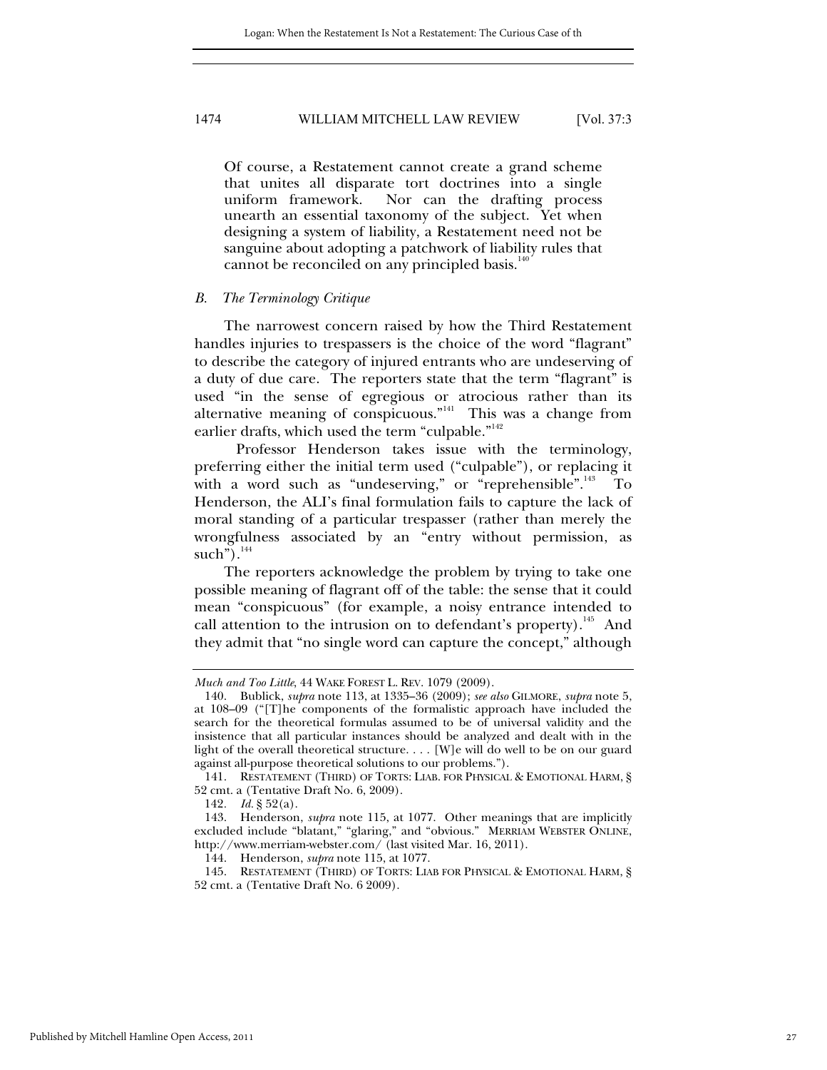> Of course, a Restatement cannot create a grand scheme that unites all disparate tort doctrines into a single uniform framework. Nor can the drafting process unearth an essential taxonomy of the subject. Yet when designing a system of liability, a Restatement need not be sanguine about adopting a patchwork of liability rules that cannot be reconciled on any principled basis.[140]

### *B. The Terminology Critique*

The narrowest concern raised by how the Third Restatement handles injuries to trespassers is the choice of the word "flagrant" to describe the category of injured entrants who are undeserving of a duty of due care. The reporters state that the term "flagrant" is used "in the sense of egregious or atrocious rather than its alternative meaning of conspicuous."[141] This was a change from earlier drafts, which used the term "culpable."[142]

Professor Henderson takes issue with the terminology, preferring either the initial term used ("culpable"), or replacing it with a word such as "undeserving," or "reprehensible".[143] To Henderson, the ALI's final formulation fails to capture the lack of moral standing of a particular trespasser (rather than merely the wrongfulness associated by an "entry without permission, as such").[144]

The reporters acknowledge the problem by trying to take one possible meaning of flagrant off of the table: the sense that it could mean "conspicuous" (for example, a noisy entrance intended to call attention to the intrusion on to defendant's property).[145] And they admit that "no single word can capture the concept," although

---

*Much and Too Little*, 44 WAKE FOREST L. REV. 1079 (2009).

140. Bublick, *supra* note 113, at 1335–36 (2009); *see also* GILMORE, *supra* note 5, at 108–09 ("[T]he components of the formalistic approach have included the search for the theoretical formulas assumed to be of universal validity and the insistence that all particular instances should be analyzed and dealt with in the light of the overall theoretical structure. . . . [W]e will do well to be on our guard against all-purpose theoretical solutions to our problems.").

141. RESTATEMENT (THIRD) OF TORTS: LIAB. FOR PHYSICAL & EMOTIONAL HARM, § 52 cmt. a (Tentative Draft No. 6, 2009).

142. *Id.* § 52(a).

143. Henderson, *supra* note 115, at 1077. Other meanings that are implicitly excluded include "blatant," "glaring," and "obvious." MERRIAM WEBSTER ONLINE, http://www.merriam-webster.com/ (last visited Mar. 16, 2011).

144. Henderson, *supra* note 115, at 1077.

145. RESTATEMENT (THIRD) OF TORTS: LIAB FOR PHYSICAL & EMOTIONAL HARM, § 52 cmt. a (Tentative Draft No. 6 2009).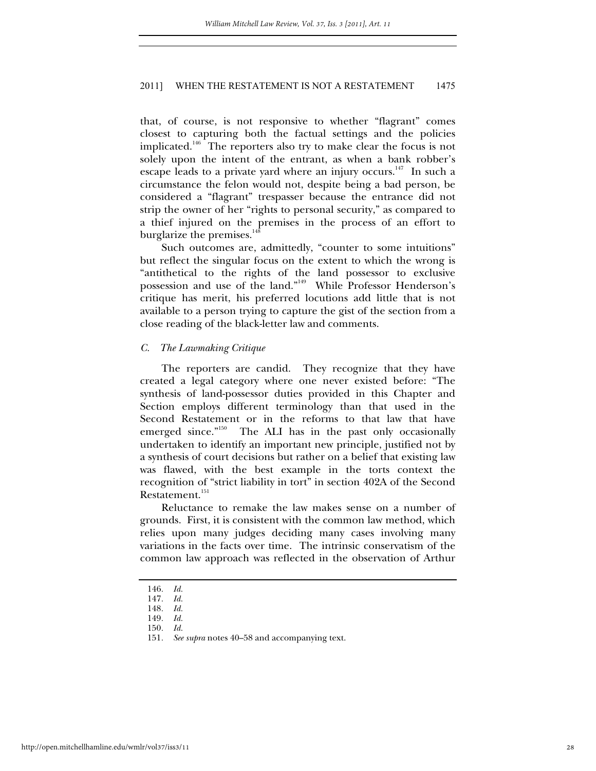that, of course, is not responsive to whether "flagrant" comes closest to capturing both the factual settings and the policies implicated.[146] The reporters also try to make clear the focus is not solely upon the intent of the entrant, as when a bank robber's escape leads to a private yard where an injury occurs.[147] In such a circumstance the felon would not, despite being a bad person, be considered a "flagrant" trespasser because the entrance did not strip the owner of her "rights to personal security," as compared to a thief injured on the premises in the process of an effort to burglarize the premises.[148]

Such outcomes are, admittedly, "counter to some intuitions" but reflect the singular focus on the extent to which the wrong is "antithetical to the rights of the land possessor to exclusive possession and use of the land."[149] While Professor Henderson's critique has merit, his preferred locutions add little that is not available to a person trying to capture the gist of the section from a close reading of the black-letter law and comments.

### *C. The Lawmaking Critique*

The reporters are candid. They recognize that they have created a legal category where one never existed before: "The synthesis of land-possessor duties provided in this Chapter and Section employs different terminology than that used in the Second Restatement or in the reforms to that law that have emerged since."[150] The ALI has in the past only occasionally undertaken to identify an important new principle, justified not by a synthesis of court decisions but rather on a belief that existing law was flawed, with the best example in the torts context the recognition of "strict liability in tort" in section 402A of the Second Restatement.[151]

Reluctance to remake the law makes sense on a number of grounds. First, it is consistent with the common law method, which relies upon many judges deciding many cases involving many variations in the facts over time. The intrinsic conservatism of the common law approach was reflected in the observation of Arthur

---

146. *Id.*
147. *Id.*
148. *Id.*
149. *Id.*
150. *Id.*
151. *See supra* notes 40–58 and accompanying text.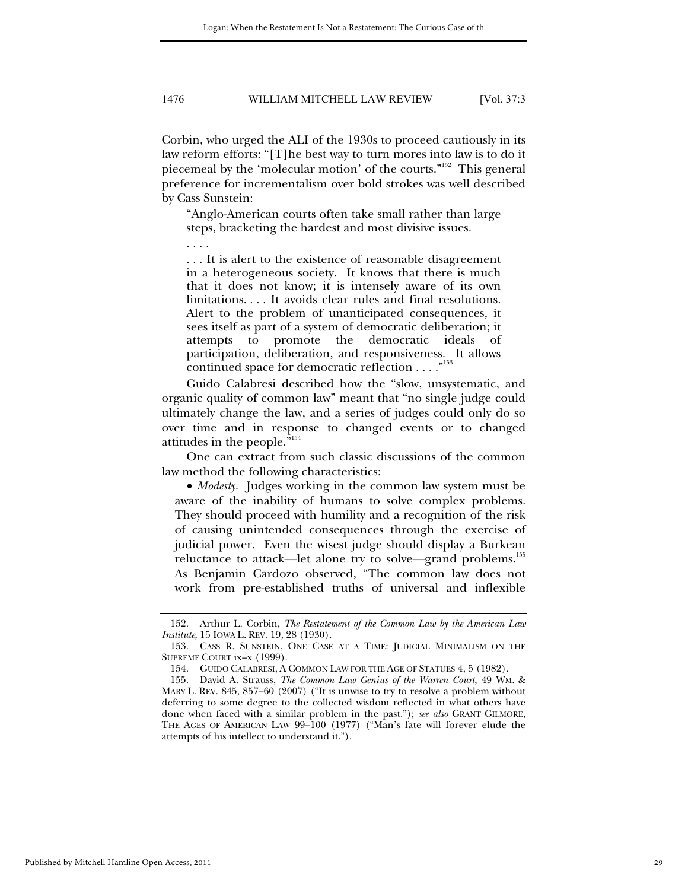Corbin, who urged the ALI of the 1930s to proceed cautiously in its law reform efforts: "[T]he best way to turn mores into law is to do it piecemeal by the 'molecular motion' of the courts."[152] This general preference for incrementalism over bold strokes was well described by Cass Sunstein:

> "Anglo-American courts often take small rather than large steps, bracketing the hardest and most divisive issues.
>
> . . . .
>
> . . . It is alert to the existence of reasonable disagreement in a heterogeneous society. It knows that there is much that it does not know; it is intensely aware of its own limitations. . . . It avoids clear rules and final resolutions. Alert to the problem of unanticipated consequences, it sees itself as part of a system of democratic deliberation; it attempts to promote the democratic ideals of participation, deliberation, and responsiveness. It allows continued space for democratic reflection . . . ."[153]

Guido Calabresi described how the "slow, unsystematic, and organic quality of common law" meant that "no single judge could ultimately change the law, and a series of judges could only do so over time and in response to changed events or to changed attitudes in the people."[154]

One can extract from such classic discussions of the common law method the following characteristics:

- *Modesty.* Judges working in the common law system must be aware of the inability of humans to solve complex problems. They should proceed with humility and a recognition of the risk of causing unintended consequences through the exercise of judicial power. Even the wisest judge should display a Burkean reluctance to attack—let alone try to solve—grand problems.[155] As Benjamin Cardozo observed, "The common law does not work from pre-established truths of universal and inflexible

---

152. Arthur L. Corbin, *The Restatement of the Common Law by the American Law Institute*, 15 IOWA L. REV. 19, 28 (1930).

153. CASS R. SUNSTEIN, ONE CASE AT A TIME: JUDICIAL MINIMALISM ON THE SUPREME COURT ix–x (1999).

154. GUIDO CALABRESI, A COMMON LAW FOR THE AGE OF STATUES 4, 5 (1982).

155. David A. Strauss, *The Common Law Genius of the Warren Court*, 49 WM. & MARY L. REV. 845, 857–60 (2007) ("It is unwise to try to resolve a problem without deferring to some degree to the collected wisdom reflected in what others have done when faced with a similar problem in the past."); *see also* GRANT GILMORE, THE AGES OF AMERICAN LAW 99–100 (1977) ("Man's fate will forever elude the attempts of his intellect to understand it.").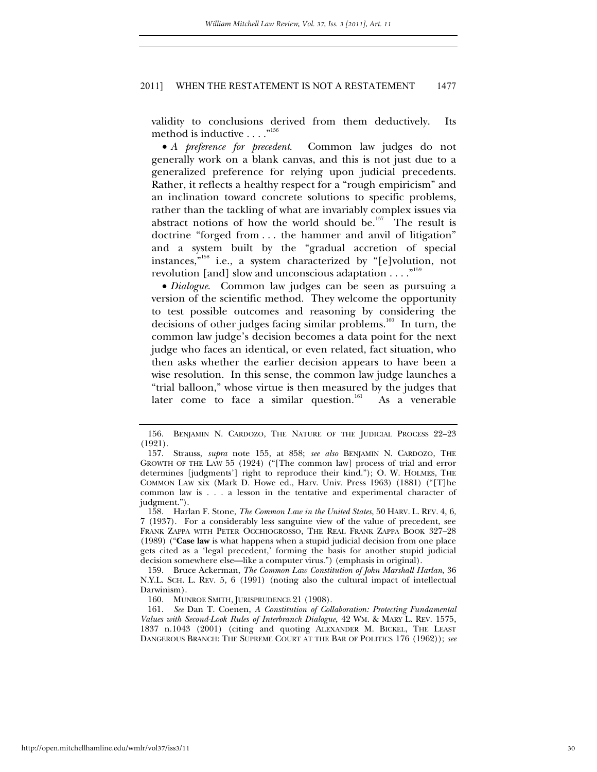validity to conclusions derived from them deductively. Its method is inductive . . . ."[156]

- *A preference for precedent*. Common law judges do not generally work on a blank canvas, and this is not just due to a generalized preference for relying upon judicial precedents. Rather, it reflects a healthy respect for a "rough empiricism" and an inclination toward concrete solutions to specific problems, rather than the tackling of what are invariably complex issues via abstract notions of how the world should be.[157] The result is doctrine "forged from . . . the hammer and anvil of litigation" and a system built by the "gradual accretion of special instances,"[158] i.e., a system characterized by "[e]volution, not revolution [and] slow and unconscious adaptation . . . ."[159]

- *Dialogue*. Common law judges can be seen as pursuing a version of the scientific method. They welcome the opportunity to test possible outcomes and reasoning by considering the decisions of other judges facing similar problems.[160] In turn, the common law judge's decision becomes a data point for the next judge who faces an identical, or even related, fact situation, who then asks whether the earlier decision appears to have been a wise resolution. In this sense, the common law judge launches a "trial balloon," whose virtue is then measured by the judges that later come to face a similar question.[161] As a venerable

---

156. BENJAMIN N. CARDOZO, THE NATURE OF THE JUDICIAL PROCESS 22–23 (1921).

157. Strauss, *supra* note 155, at 858; *see also* BENJAMIN N. CARDOZO, THE GROWTH OF THE LAW 55 (1924) ("[The common law] process of trial and error determines [judgments'] right to reproduce their kind."); O. W. HOLMES, THE COMMON LAW xix (Mark D. Howe ed., Harv. Univ. Press 1963) (1881) ("[T]he common law is . . . a lesson in the tentative and experimental character of judgment.").

158. Harlan F. Stone, *The Common Law in the United States*, 50 HARV. L. REV. 4, 6, 7 (1937). For a considerably less sanguine view of the value of precedent, see FRANK ZAPPA WITH PETER OCCHIOGROSSO, THE REAL FRANK ZAPPA BOOK 327–28 (1989) ("**Case law** is what happens when a stupid judicial decision from one place gets cited as a 'legal precedent,' forming the basis for another stupid judicial decision somewhere else—like a computer virus.") (emphasis in original).

159. Bruce Ackerman, *The Common Law Constitution of John Marshall Harlan*, 36 N.Y.L. SCH. L. REV. 5, 6 (1991) (noting also the cultural impact of intellectual Darwinism).

160. MUNROE SMITH, JURISPRUDENCE 21 (1908).

161. *See* Dan T. Coenen, *A Constitution of Collaboration: Protecting Fundamental Values with Second-Look Rules of Interbranch Dialogue*, 42 WM. & MARY L. REV. 1575, 1837 n.1043 (2001) (citing and quoting ALEXANDER M. BICKEL, THE LEAST DANGEROUS BRANCH: THE SUPREME COURT AT THE BAR OF POLITICS 176 (1962)); *see*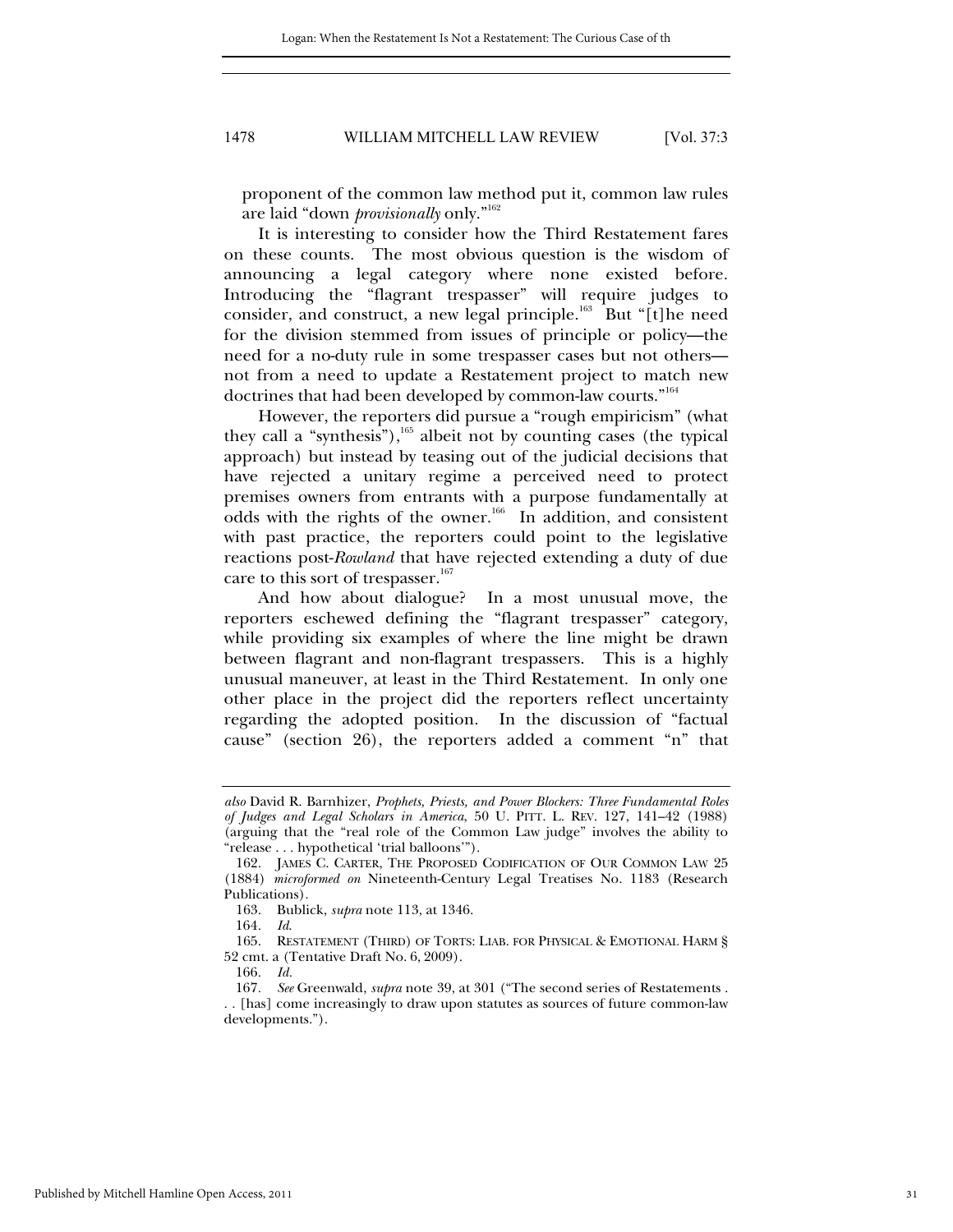proponent of the common law method put it, common law rules are laid "down *provisionally* only."[162]

It is interesting to consider how the Third Restatement fares on these counts. The most obvious question is the wisdom of announcing a legal category where none existed before. Introducing the "flagrant trespasser" will require judges to consider, and construct, a new legal principle.[163] But "[t]he need for the division stemmed from issues of principle or policy—the need for a no-duty rule in some trespasser cases but not others—not from a need to update a Restatement project to match new doctrines that had been developed by common-law courts."[164]

However, the reporters did pursue a "rough empiricism" (what they call a "synthesis"),[165] albeit not by counting cases (the typical approach) but instead by teasing out of the judicial decisions that have rejected a unitary regime a perceived need to protect premises owners from entrants with a purpose fundamentally at odds with the rights of the owner.[166] In addition, and consistent with past practice, the reporters could point to the legislative reactions post-*Rowland* that have rejected extending a duty of due care to this sort of trespasser.[167]

And how about dialogue? In a most unusual move, the reporters eschewed defining the "flagrant trespasser" category, while providing six examples of where the line might be drawn between flagrant and non-flagrant trespassers. This is a highly unusual maneuver, at least in the Third Restatement. In only one other place in the project did the reporters reflect uncertainty regarding the adopted position. In the discussion of "factual cause" (section 26), the reporters added a comment "n" that

---

*also* David R. Barnhizer, *Prophets, Priests, and Power Blockers: Three Fundamental Roles of Judges and Legal Scholars in America*, 50 U. PITT. L. REV. 127, 141–42 (1988) (arguing that the "real role of the Common Law judge" involves the ability to "release . . . hypothetical 'trial balloons'").

162. JAMES C. CARTER, THE PROPOSED CODIFICATION OF OUR COMMON LAW 25 (1884) *microformed on* Nineteenth-Century Legal Treatises No. 1183 (Research Publications).

163. Bublick, *supra* note 113, at 1346.

164. *Id.*

165. RESTATEMENT (THIRD) OF TORTS: LIAB. FOR PHYSICAL & EMOTIONAL HARM § 52 cmt. a (Tentative Draft No. 6, 2009).

166. *Id.*

167. *See* Greenwald, *supra* note 39, at 301 ("The second series of Restatements . . . [has] come increasingly to draw upon statutes as sources of future common-law developments.").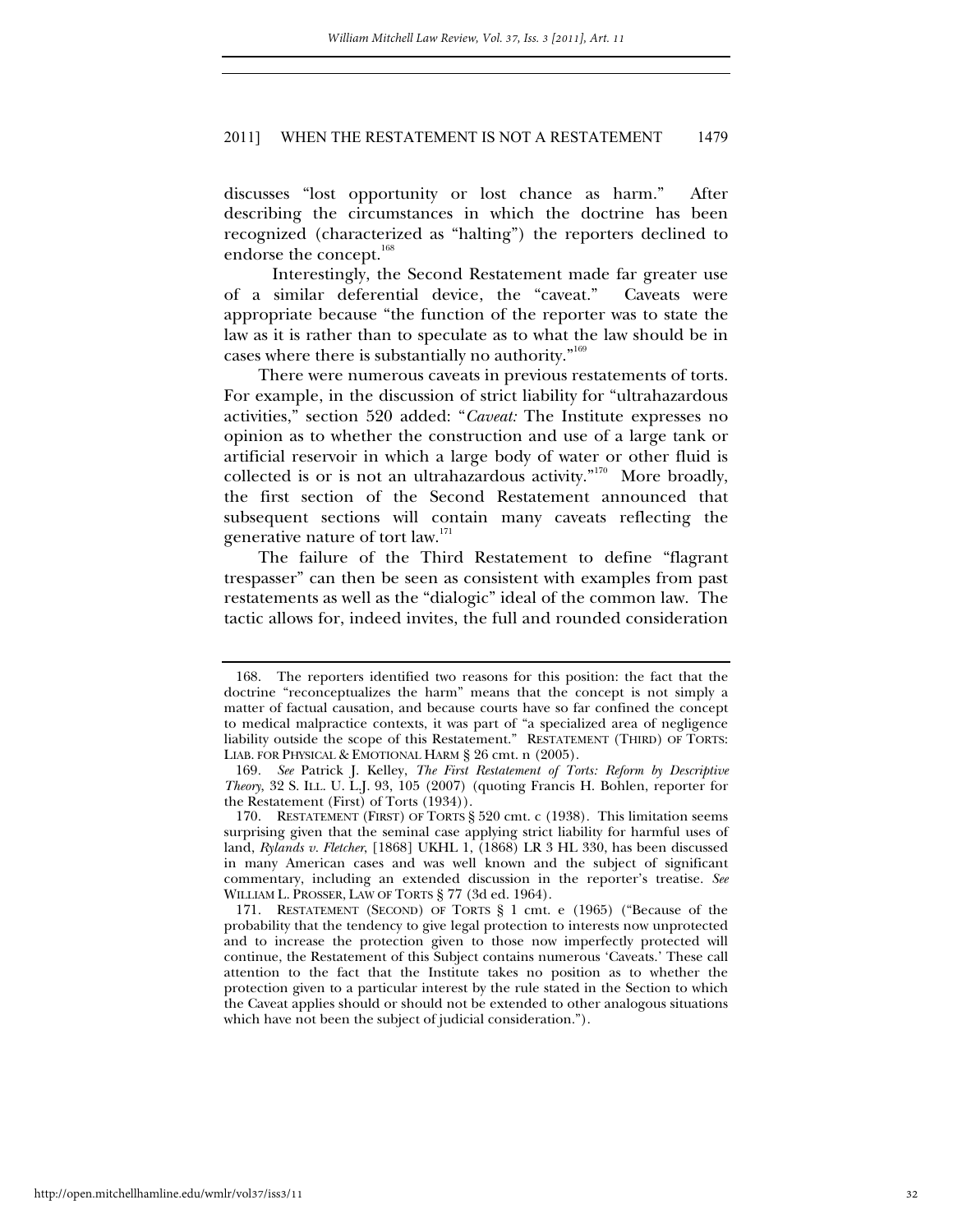discusses "lost opportunity or lost chance as harm." After describing the circumstances in which the doctrine has been recognized (characterized as "halting") the reporters declined to endorse the concept.[168]

Interestingly, the Second Restatement made far greater use of a similar deferential device, the "caveat." Caveats were appropriate because "the function of the reporter was to state the law as it is rather than to speculate as to what the law should be in cases where there is substantially no authority."[169]

There were numerous caveats in previous restatements of torts. For example, in the discussion of strict liability for "ultrahazardous activities," section 520 added: "*Caveat:* The Institute expresses no opinion as to whether the construction and use of a large tank or artificial reservoir in which a large body of water or other fluid is collected is or is not an ultrahazardous activity."[170] More broadly, the first section of the Second Restatement announced that subsequent sections will contain many caveats reflecting the generative nature of tort law.[171]

The failure of the Third Restatement to define "flagrant trespasser" can then be seen as consistent with examples from past restatements as well as the "dialogic" ideal of the common law. The tactic allows for, indeed invites, the full and rounded consideration

---

168. The reporters identified two reasons for this position: the fact that the doctrine "reconceptualizes the harm" means that the concept is not simply a matter of factual causation, and because courts have so far confined the concept to medical malpractice contexts, it was part of "a specialized area of negligence liability outside the scope of this Restatement." RESTATEMENT (THIRD) OF TORTS: LIAB. FOR PHYSICAL & EMOTIONAL HARM § 26 cmt. n (2005).

169. *See* Patrick J. Kelley, *The First Restatement of Torts: Reform by Descriptive Theory*, 32 S. ILL. U. L.J. 93, 105 (2007) (quoting Francis H. Bohlen, reporter for the Restatement (First) of Torts (1934)).

170. RESTATEMENT (FIRST) OF TORTS § 520 cmt. c (1938). This limitation seems surprising given that the seminal case applying strict liability for harmful uses of land, *Rylands v. Fletcher*, [1868] UKHL 1, (1868) LR 3 HL 330, has been discussed in many American cases and was well known and the subject of significant commentary, including an extended discussion in the reporter's treatise. *See* WILLIAM L. PROSSER, LAW OF TORTS § 77 (3d ed. 1964).

171. RESTATEMENT (SECOND) OF TORTS § 1 cmt. e (1965) ("Because of the probability that the tendency to give legal protection to interests now unprotected and to increase the protection given to those now imperfectly protected will continue, the Restatement of this Subject contains numerous 'Caveats.' These call attention to the fact that the Institute takes no position as to whether the protection given to a particular interest by the rule stated in the Section to which the Caveat applies should or should not be extended to other analogous situations which have not been the subject of judicial consideration.").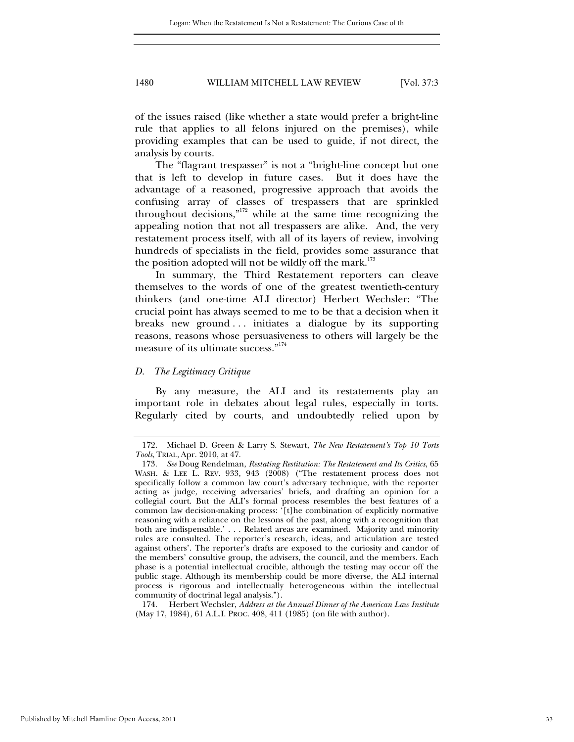of the issues raised (like whether a state would prefer a bright-line rule that applies to all felons injured on the premises), while providing examples that can be used to guide, if not direct, the analysis by courts.

The "flagrant trespasser" is not a "bright-line concept but one that is left to develop in future cases. But it does have the advantage of a reasoned, progressive approach that avoids the confusing array of classes of trespassers that are sprinkled throughout decisions,"[172] while at the same time recognizing the appealing notion that not all trespassers are alike. And, the very restatement process itself, with all of its layers of review, involving hundreds of specialists in the field, provides some assurance that the position adopted will not be wildly off the mark.[173]

In summary, the Third Restatement reporters can cleave themselves to the words of one of the greatest twentieth-century thinkers (and one-time ALI director) Herbert Wechsler: "The crucial point has always seemed to me to be that a decision when it breaks new ground . . . initiates a dialogue by its supporting reasons, reasons whose persuasiveness to others will largely be the measure of its ultimate success."[174]

### *D. The Legitimacy Critique*

By any measure, the ALI and its restatements play an important role in debates about legal rules, especially in torts. Regularly cited by courts, and undoubtedly relied upon by

---

172. Michael D. Green & Larry S. Stewart, *The New Restatement's Top 10 Torts Tools*, TRIAL, Apr. 2010, at 47.

173. *See* Doug Rendelman, *Restating Restitution: The Restatement and Its Critics*, 65 WASH. & LEE L. REV. 933, 943 (2008) ("The restatement process does not specifically follow a common law court's adversary technique, with the reporter acting as judge, receiving adversaries' briefs, and drafting an opinion for a collegial court. But the ALI's formal process resembles the best features of a common law decision-making process: '[t]he combination of explicitly normative reasoning with a reliance on the lessons of the past, along with a recognition that both are indispensable.' . . . Related areas are examined. Majority and minority rules are consulted. The reporter's research, ideas, and articulation are tested against others'. The reporter's drafts are exposed to the curiosity and candor of the members' consultive group, the advisers, the council, and the members. Each phase is a potential intellectual crucible, although the testing may occur off the public stage. Although its membership could be more diverse, the ALI internal process is rigorous and intellectually heterogeneous within the intellectual community of doctrinal legal analysis.").

174. Herbert Wechsler, *Address at the Annual Dinner of the American Law Institute* (May 17, 1984), 61 A.L.I. PROC. 408, 411 (1985) (on file with author).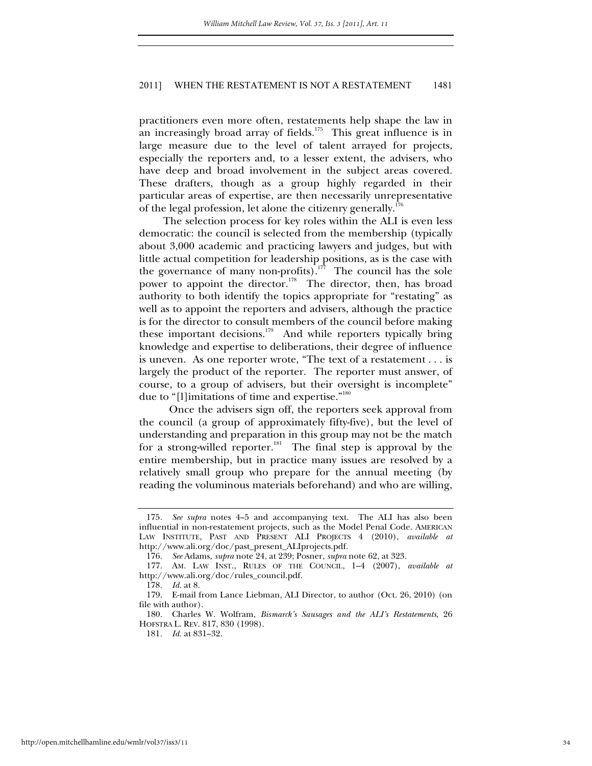practitioners even more often, restatements help shape the law in an increasingly broad array of fields.[175] This great influence is in large measure due to the level of talent arrayed for projects, especially the reporters and, to a lesser extent, the advisers, who have deep and broad involvement in the subject areas covered. These drafters, though as a group highly regarded in their particular areas of expertise, are then necessarily unrepresentative of the legal profession, let alone the citizenry generally.[176]

The selection process for key roles within the ALI is even less democratic: the council is selected from the membership (typically about 3,000 academic and practicing lawyers and judges, but with little actual competition for leadership positions, as is the case with the governance of many non-profits).[177] The council has the sole power to appoint the director.[178] The director, then, has broad authority to both identify the topics appropriate for "restating" as well as to appoint the reporters and advisers, although the practice is for the director to consult members of the council before making these important decisions.[179] And while reporters typically bring knowledge and expertise to deliberations, their degree of influence is uneven. As one reporter wrote, "The text of a restatement . . . is largely the product of the reporter. The reporter must answer, of course, to a group of advisers, but their oversight is incomplete" due to "[l]imitations of time and expertise."[180]

Once the advisers sign off, the reporters seek approval from the council (a group of approximately fifty-five), but the level of understanding and preparation in this group may not be the match for a strong-willed reporter.[181] The final step is approval by the entire membership, but in practice many issues are resolved by a relatively small group who prepare for the annual meeting (by reading the voluminous materials beforehand) and who are willing,

---

175. *See supra* notes 4–5 and accompanying text. The ALI has also been influential in non-restatement projects, such as the Model Penal Code. AMERICAN LAW INSTITUTE, PAST AND PRESENT ALI PROJECTS 4 (2010), *available at* http://www.ali.org/doc/past_present_ALIprojects.pdf.

176. *See* Adams, *supra* note 24, at 239; Posner, *supra* note 62, at 323.

177. AM. LAW INST., RULES OF THE COUNCIL, 1–4 (2007), *available at* http://www.ali.org/doc/rules_council.pdf.

178. *Id.* at 8.

179. E-mail from Lance Liebman, ALI Director, to author (Oct. 26, 2010) (on file with author).

180. Charles W. Wolfram, *Bismarck's Sausages and the ALI's Restatements*, 26 HOFSTRA L. REV. 817, 830 (1998).

181. *Id.* at 831–32.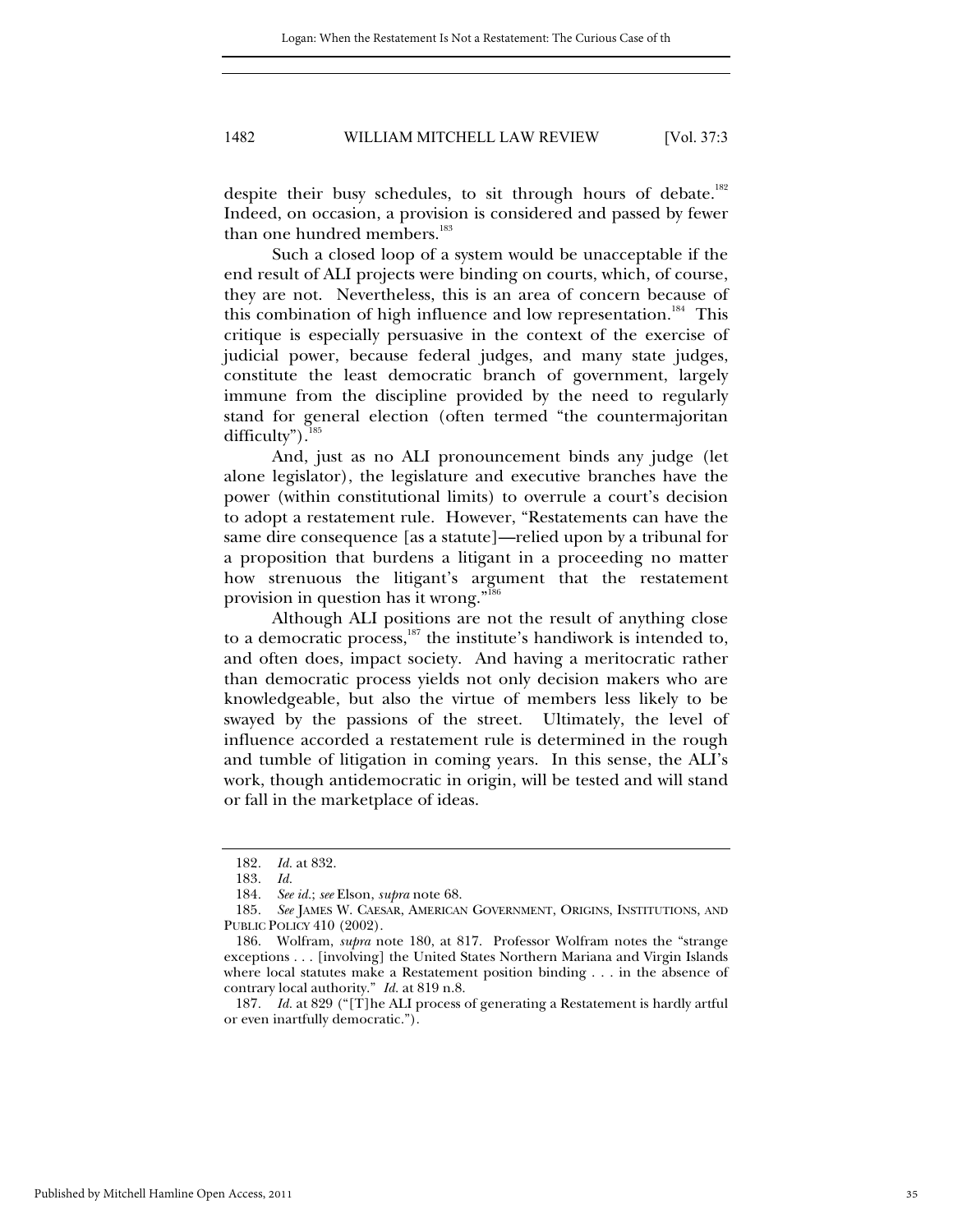despite their busy schedules, to sit through hours of debate.[182] Indeed, on occasion, a provision is considered and passed by fewer than one hundred members.[183]

Such a closed loop of a system would be unacceptable if the end result of ALI projects were binding on courts, which, of course, they are not. Nevertheless, this is an area of concern because of this combination of high influence and low representation.[184] This critique is especially persuasive in the context of the exercise of judicial power, because federal judges, and many state judges, constitute the least democratic branch of government, largely immune from the discipline provided by the need to regularly stand for general election (often termed "the countermajoritan difficulty").[185]

And, just as no ALI pronouncement binds any judge (let alone legislator), the legislature and executive branches have the power (within constitutional limits) to overrule a court's decision to adopt a restatement rule. However, "Restatements can have the same dire consequence [as a statute]—relied upon by a tribunal for a proposition that burdens a litigant in a proceeding no matter how strenuous the litigant's argument that the restatement provision in question has it wrong."[186]

Although ALI positions are not the result of anything close to a democratic process,[187] the institute's handiwork is intended to, and often does, impact society. And having a meritocratic rather than democratic process yields not only decision makers who are knowledgeable, but also the virtue of members less likely to be swayed by the passions of the street. Ultimately, the level of influence accorded a restatement rule is determined in the rough and tumble of litigation in coming years. In this sense, the ALI's work, though antidemocratic in origin, will be tested and will stand or fall in the marketplace of ideas.

---

182. *Id.* at 832.

183. *Id.*

184. *See id.*; *see* Elson, *supra* note 68.

185. *See* JAMES W. CAESAR, AMERICAN GOVERNMENT, ORIGINS, INSTITUTIONS, AND PUBLIC POLICY 410 (2002).

186. Wolfram, *supra* note 180, at 817. Professor Wolfram notes the "strange exceptions . . . [involving] the United States Northern Mariana and Virgin Islands where local statutes make a Restatement position binding . . . in the absence of contrary local authority." *Id.* at 819 n.8.

187. *Id.* at 829 ("[T]he ALI process of generating a Restatement is hardly artful or even inartfully democratic.").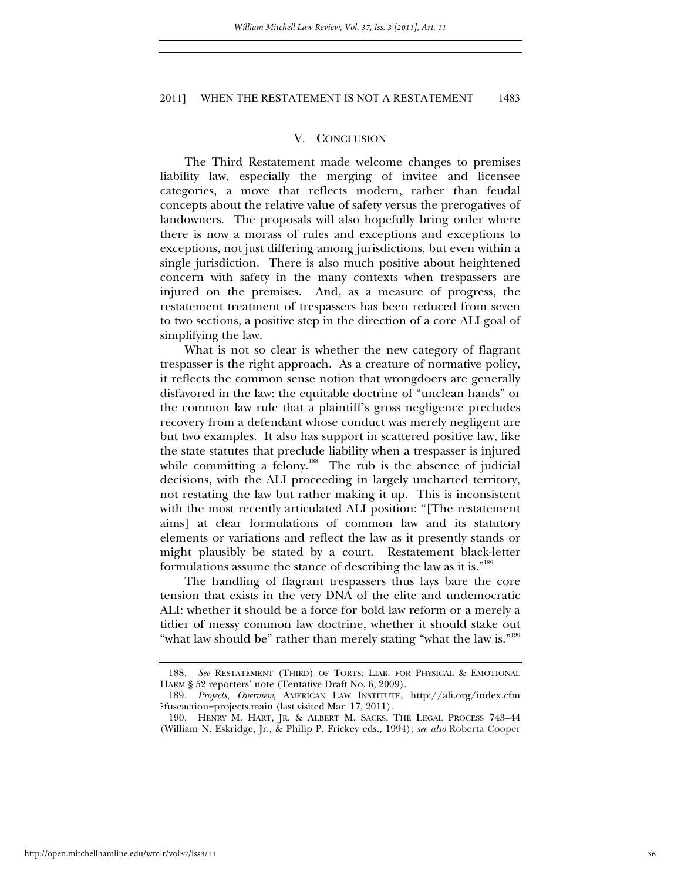## V. CONCLUSION

The Third Restatement made welcome changes to premises liability law, especially the merging of invitee and licensee categories, a move that reflects modern, rather than feudal concepts about the relative value of safety versus the prerogatives of landowners. The proposals will also hopefully bring order where there is now a morass of rules and exceptions and exceptions to exceptions, not just differing among jurisdictions, but even within a single jurisdiction. There is also much positive about heightened concern with safety in the many contexts when trespassers are injured on the premises. And, as a measure of progress, the restatement treatment of trespassers has been reduced from seven to two sections, a positive step in the direction of a core ALI goal of simplifying the law.

What is not so clear is whether the new category of flagrant trespasser is the right approach. As a creature of normative policy, it reflects the common sense notion that wrongdoers are generally disfavored in the law: the equitable doctrine of "unclean hands" or the common law rule that a plaintiff's gross negligence precludes recovery from a defendant whose conduct was merely negligent are but two examples. It also has support in scattered positive law, like the state statutes that preclude liability when a trespasser is injured while committing a felony.[188] The rub is the absence of judicial decisions, with the ALI proceeding in largely uncharted territory, not restating the law but rather making it up. This is inconsistent with the most recently articulated ALI position: "[The restatement aims] at clear formulations of common law and its statutory elements or variations and reflect the law as it presently stands or might plausibly be stated by a court. Restatement black-letter formulations assume the stance of describing the law as it is."[189]

The handling of flagrant trespassers thus lays bare the core tension that exists in the very DNA of the elite and undemocratic ALI: whether it should be a force for bold law reform or a merely a tidier of messy common law doctrine, whether it should stake out "what law should be" rather than merely stating "what the law is."[190]

---

188. *See* RESTATEMENT (THIRD) OF TORTS: LIAB. FOR PHYSICAL & EMOTIONAL HARM § 52 reporters' note (Tentative Draft No. 6, 2009).

189. *Projects, Overview*, AMERICAN LAW INSTITUTE, http://ali.org/index.cfm?fuseaction=projects.main (last visited Mar. 17, 2011).

190. HENRY M. HART, JR. & ALBERT M. SACKS, THE LEGAL PROCESS 743–44 (William N. Eskridge, Jr., & Philip P. Frickey eds., 1994); *see also* Roberta Cooper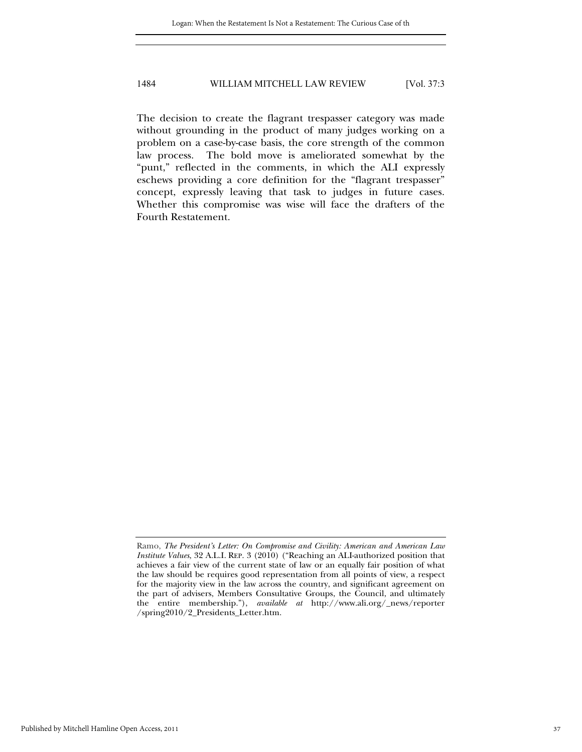The decision to create the flagrant trespasser category was made without grounding in the product of many judges working on a problem on a case-by-case basis, the core strength of the common law process. The bold move is ameliorated somewhat by the "punt," reflected in the comments, in which the ALI expressly eschews providing a core definition for the "flagrant trespasser" concept, expressly leaving that task to judges in future cases. Whether this compromise was wise will face the drafters of the Fourth Restatement.

---

Ramo, *The President's Letter: On Compromise and Civility: American and American Law Institute Values*, 32 A.L.I. REP. 3 (2010) ("Reaching an ALI-authorized position that achieves a fair view of the current state of law or an equally fair position of what the law should be requires good representation from all points of view, a respect for the majority view in the law across the country, and significant agreement on the part of advisers, Members Consultative Groups, the Council, and ultimately the entire membership."), *available at* http://www.ali.org/_news/reporter/spring2010/2_Presidents_Letter.htm.